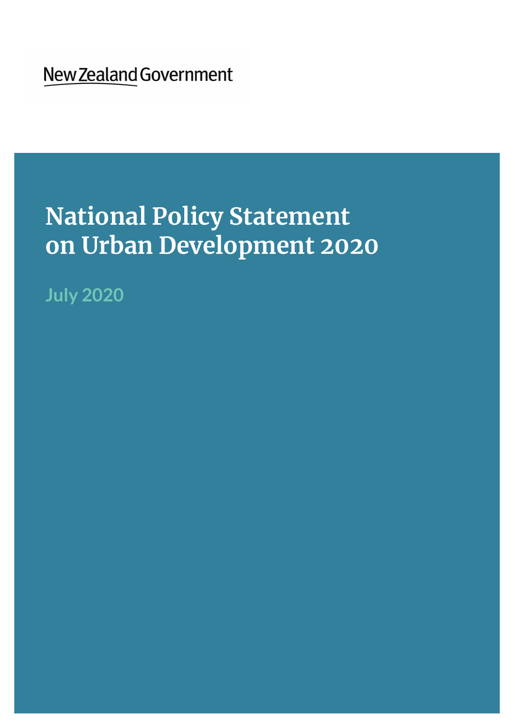New Zealand Government

# National Policy Statement on Urban Development 2020

July 2020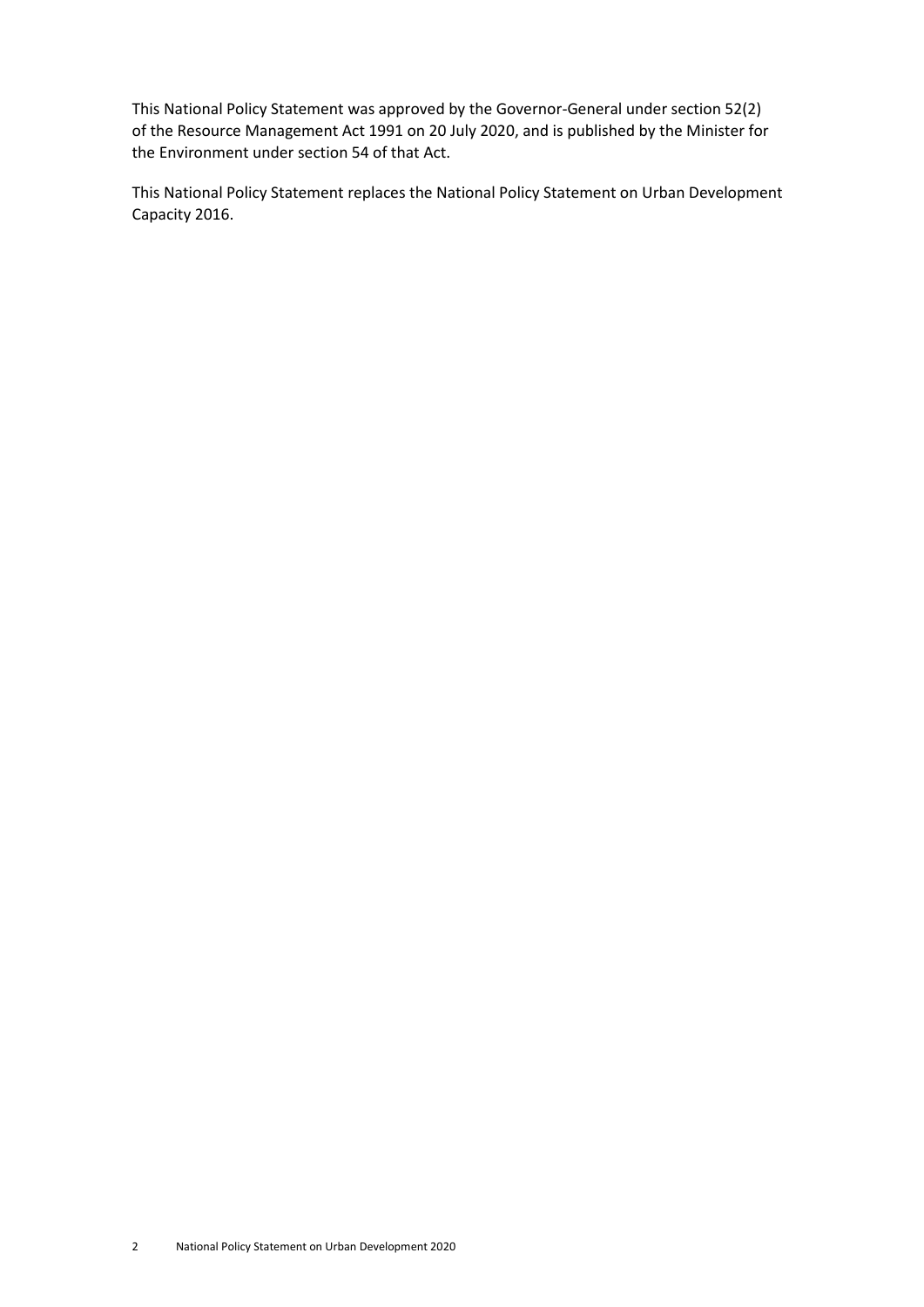This National Policy Statement was approved by the Governor-General under section 52(2) of the Resource Management Act 1991 on 20 July 2020, and is published by the Minister for the Environment under section 54 of that Act.

This National Policy Statement replaces the National Policy Statement on Urban Development Capacity 2016.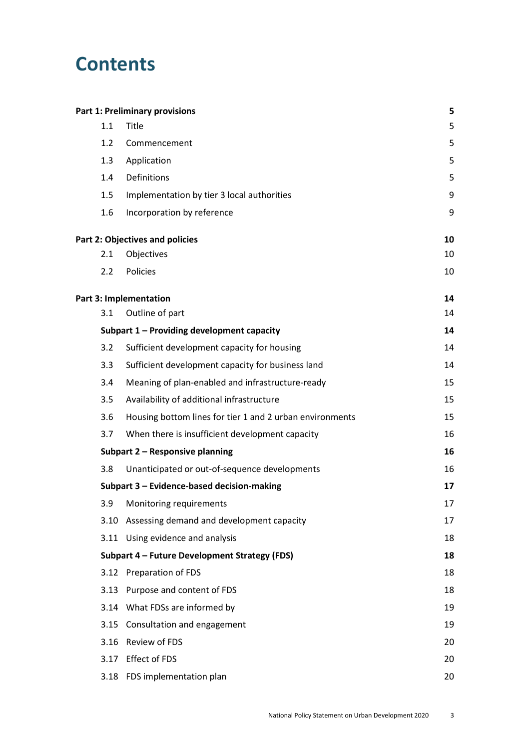# Contents

| | | |
|---|---|---|
| **Part 1: Preliminary provisions** | | **5** |
| 1.1 | Title | 5 |
| 1.2 | Commencement | 5 |
| 1.3 | Application | 5 |
| 1.4 | Definitions | 5 |
| 1.5 | Implementation by tier 3 local authorities | 9 |
| 1.6 | Incorporation by reference | 9 |
| **Part 2: Objectives and policies** | | **10** |
| 2.1 | Objectives | 10 |
| 2.2 | Policies | 10 |
| **Part 3: Implementation** | | **14** |
| 3.1 | Outline of part | 14 |
| **Subpart 1 – Providing development capacity** | | **14** |
| 3.2 | Sufficient development capacity for housing | 14 |
| 3.3 | Sufficient development capacity for business land | 14 |
| 3.4 | Meaning of plan-enabled and infrastructure-ready | 15 |
| 3.5 | Availability of additional infrastructure | 15 |
| 3.6 | Housing bottom lines for tier 1 and 2 urban environments | 15 |
| 3.7 | When there is insufficient development capacity | 16 |
| **Subpart 2 – Responsive planning** | | **16** |
| 3.8 | Unanticipated or out-of-sequence developments | 16 |
| **Subpart 3 – Evidence-based decision-making** | | **17** |
| 3.9 | Monitoring requirements | 17 |
| 3.10 | Assessing demand and development capacity | 17 |
| 3.11 | Using evidence and analysis | 18 |
| **Subpart 4 – Future Development Strategy (FDS)** | | **18** |
| 3.12 | Preparation of FDS | 18 |
| 3.13 | Purpose and content of FDS | 18 |
| 3.14 | What FDSs are informed by | 19 |
| 3.15 | Consultation and engagement | 19 |
| 3.16 | Review of FDS | 20 |
| 3.17 | Effect of FDS | 20 |
| 3.18 | FDS implementation plan | 20 |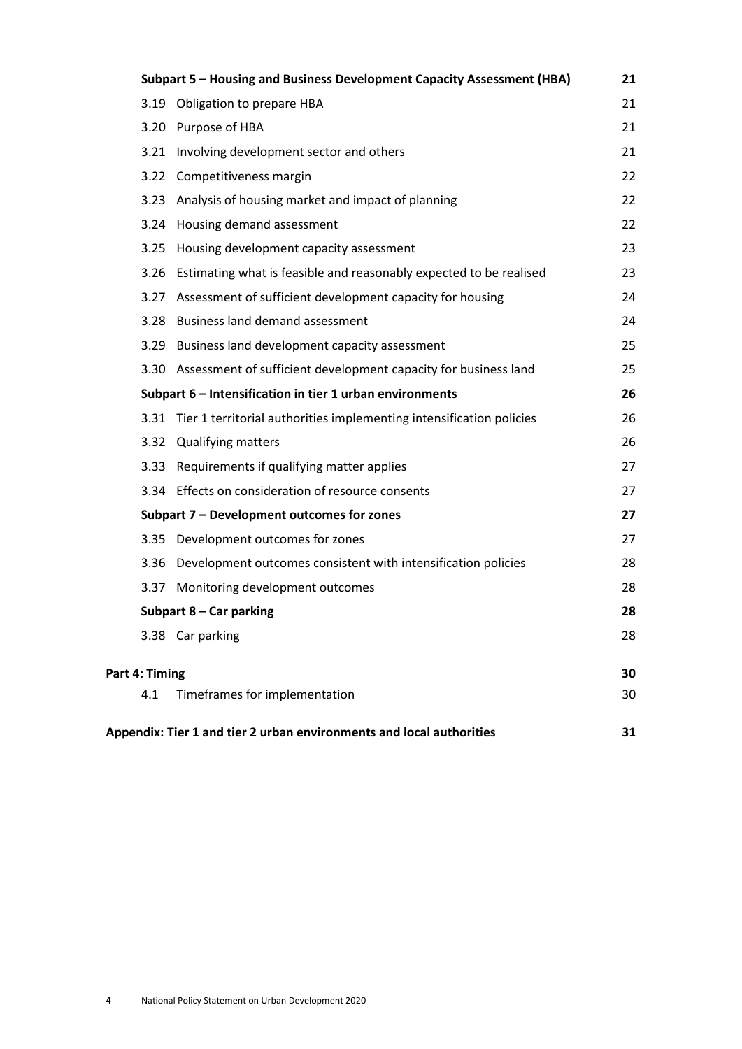| | | |
|---|---|---|
| **Subpart 5 – Housing and Business Development Capacity Assessment (HBA)** | | **21** |
| 3.19 | Obligation to prepare HBA | 21 |
| 3.20 | Purpose of HBA | 21 |
| 3.21 | Involving development sector and others | 21 |
| 3.22 | Competitiveness margin | 22 |
| 3.23 | Analysis of housing market and impact of planning | 22 |
| 3.24 | Housing demand assessment | 22 |
| 3.25 | Housing development capacity assessment | 23 |
| 3.26 | Estimating what is feasible and reasonably expected to be realised | 23 |
| 3.27 | Assessment of sufficient development capacity for housing | 24 |
| 3.28 | Business land demand assessment | 24 |
| 3.29 | Business land development capacity assessment | 25 |
| 3.30 | Assessment of sufficient development capacity for business land | 25 |
| **Subpart 6 – Intensification in tier 1 urban environments** | | **26** |
| 3.31 | Tier 1 territorial authorities implementing intensification policies | 26 |
| 3.32 | Qualifying matters | 26 |
| 3.33 | Requirements if qualifying matter applies | 27 |
| 3.34 | Effects on consideration of resource consents | 27 |
| **Subpart 7 – Development outcomes for zones** | | **27** |
| 3.35 | Development outcomes for zones | 27 |
| 3.36 | Development outcomes consistent with intensification policies | 28 |
| 3.37 | Monitoring development outcomes | 28 |
| **Subpart 8 – Car parking** | | **28** |
| 3.38 | Car parking | 28 |
| **Part 4: Timing** | | **30** |
| 4.1 | Timeframes for implementation | 30 |
| **Appendix: Tier 1 and tier 2 urban environments and local authorities** | | **31** |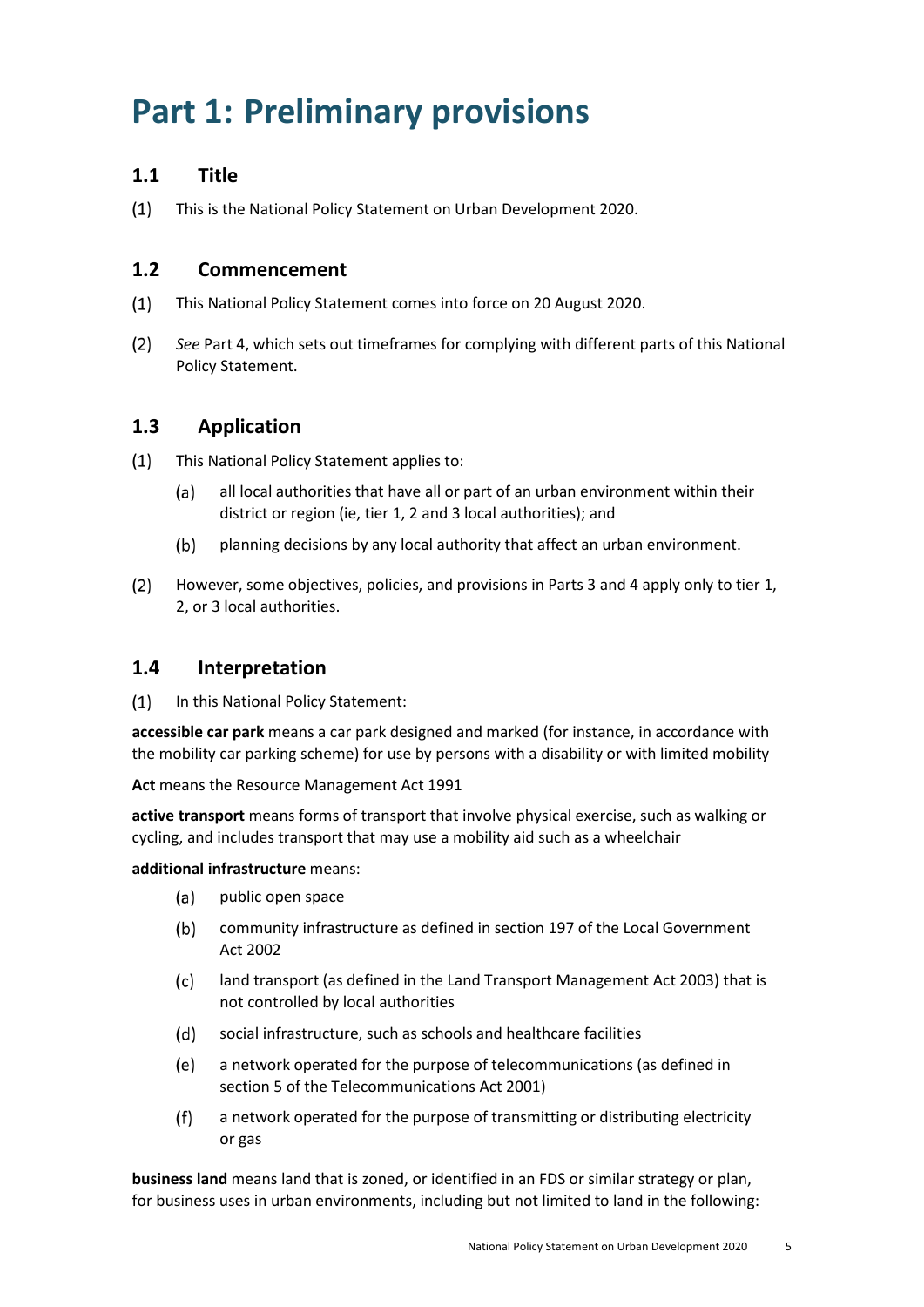# Part 1: Preliminary provisions

## 1.1 Title

(1) This is the National Policy Statement on Urban Development 2020.

## 1.2 Commencement

(1) This National Policy Statement comes into force on 20 August 2020.

(2) *See* Part 4, which sets out timeframes for complying with different parts of this National Policy Statement.

## 1.3 Application

(1) This National Policy Statement applies to:

- (a) all local authorities that have all or part of an urban environment within their district or region (ie, tier 1, 2 and 3 local authorities); and
- (b) planning decisions by any local authority that affect an urban environment.

(2) However, some objectives, policies, and provisions in Parts 3 and 4 apply only to tier 1, 2, or 3 local authorities.

## 1.4 Interpretation

(1) In this National Policy Statement:

**accessible car park** means a car park designed and marked (for instance, in accordance with the mobility car parking scheme) for use by persons with a disability or with limited mobility

**Act** means the Resource Management Act 1991

**active transport** means forms of transport that involve physical exercise, such as walking or cycling, and includes transport that may use a mobility aid such as a wheelchair

**additional infrastructure** means:

- (a) public open space
- (b) community infrastructure as defined in section 197 of the Local Government Act 2002
- (c) land transport (as defined in the Land Transport Management Act 2003) that is not controlled by local authorities
- (d) social infrastructure, such as schools and healthcare facilities
- (e) a network operated for the purpose of telecommunications (as defined in section 5 of the Telecommunications Act 2001)
- (f) a network operated for the purpose of transmitting or distributing electricity or gas

**business land** means land that is zoned, or identified in an FDS or similar strategy or plan, for business uses in urban environments, including but not limited to land in the following: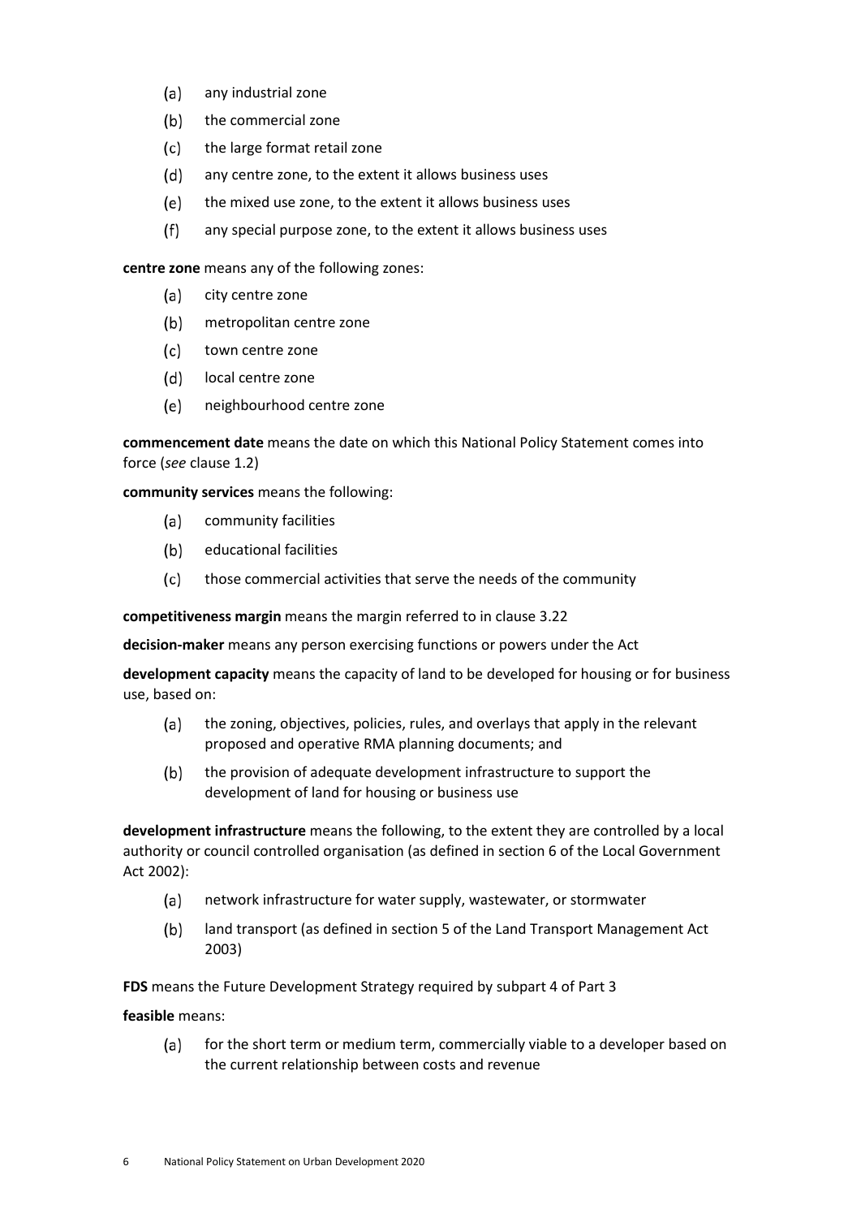(a) any industrial zone

(b) the commercial zone

(c) the large format retail zone

(d) any centre zone, to the extent it allows business uses

(e) the mixed use zone, to the extent it allows business uses

(f) any special purpose zone, to the extent it allows business uses

**centre zone** means any of the following zones:

(a) city centre zone

(b) metropolitan centre zone

(c) town centre zone

(d) local centre zone

(e) neighbourhood centre zone

**commencement date** means the date on which this National Policy Statement comes into force (*see* clause 1.2)

**community services** means the following:

(a) community facilities

(b) educational facilities

(c) those commercial activities that serve the needs of the community

**competitiveness margin** means the margin referred to in clause 3.22

**decision-maker** means any person exercising functions or powers under the Act

**development capacity** means the capacity of land to be developed for housing or for business use, based on:

(a) the zoning, objectives, policies, rules, and overlays that apply in the relevant proposed and operative RMA planning documents; and

(b) the provision of adequate development infrastructure to support the development of land for housing or business use

**development infrastructure** means the following, to the extent they are controlled by a local authority or council controlled organisation (as defined in section 6 of the Local Government Act 2002):

(a) network infrastructure for water supply, wastewater, or stormwater

(b) land transport (as defined in section 5 of the Land Transport Management Act 2003)

**FDS** means the Future Development Strategy required by subpart 4 of Part 3

**feasible** means:

(a) for the short term or medium term, commercially viable to a developer based on the current relationship between costs and revenue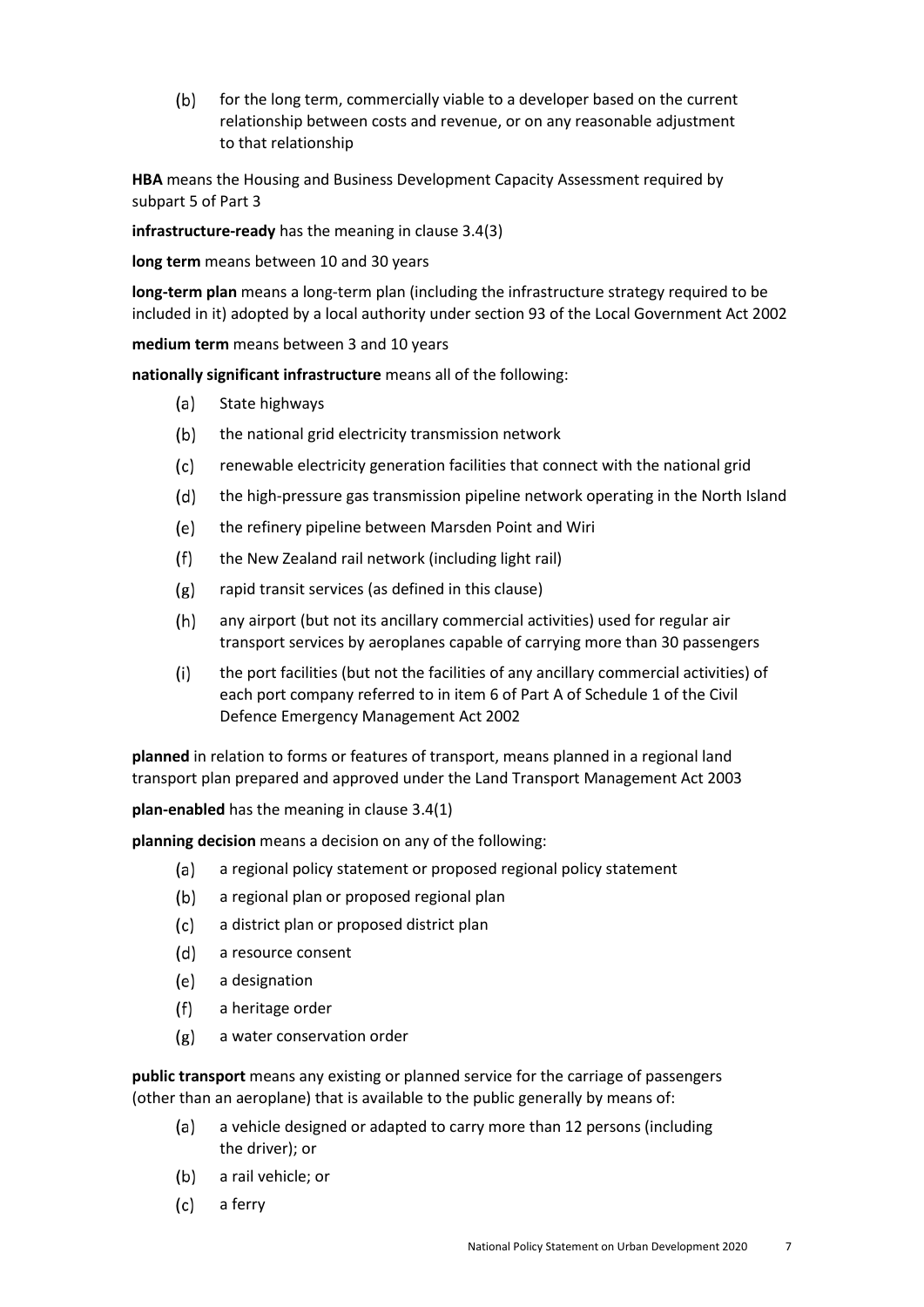(b) for the long term, commercially viable to a developer based on the current relationship between costs and revenue, or on any reasonable adjustment to that relationship

**HBA** means the Housing and Business Development Capacity Assessment required by subpart 5 of Part 3

**infrastructure-ready** has the meaning in clause 3.4(3)

**long term** means between 10 and 30 years

**long-term plan** means a long-term plan (including the infrastructure strategy required to be included in it) adopted by a local authority under section 93 of the Local Government Act 2002

**medium term** means between 3 and 10 years

**nationally significant infrastructure** means all of the following:

(a) State highways

(b) the national grid electricity transmission network

(c) renewable electricity generation facilities that connect with the national grid

(d) the high-pressure gas transmission pipeline network operating in the North Island

(e) the refinery pipeline between Marsden Point and Wiri

(f) the New Zealand rail network (including light rail)

(g) rapid transit services (as defined in this clause)

(h) any airport (but not its ancillary commercial activities) used for regular air transport services by aeroplanes capable of carrying more than 30 passengers

(i) the port facilities (but not the facilities of any ancillary commercial activities) of each port company referred to in item 6 of Part A of Schedule 1 of the Civil Defence Emergency Management Act 2002

**planned** in relation to forms or features of transport, means planned in a regional land transport plan prepared and approved under the Land Transport Management Act 2003

**plan-enabled** has the meaning in clause 3.4(1)

**planning decision** means a decision on any of the following:

(a) a regional policy statement or proposed regional policy statement

(b) a regional plan or proposed regional plan

(c) a district plan or proposed district plan

(d) a resource consent

(e) a designation

(f) a heritage order

(g) a water conservation order

**public transport** means any existing or planned service for the carriage of passengers (other than an aeroplane) that is available to the public generally by means of:

(a) a vehicle designed or adapted to carry more than 12 persons (including the driver); or

(b) a rail vehicle; or

(c) a ferry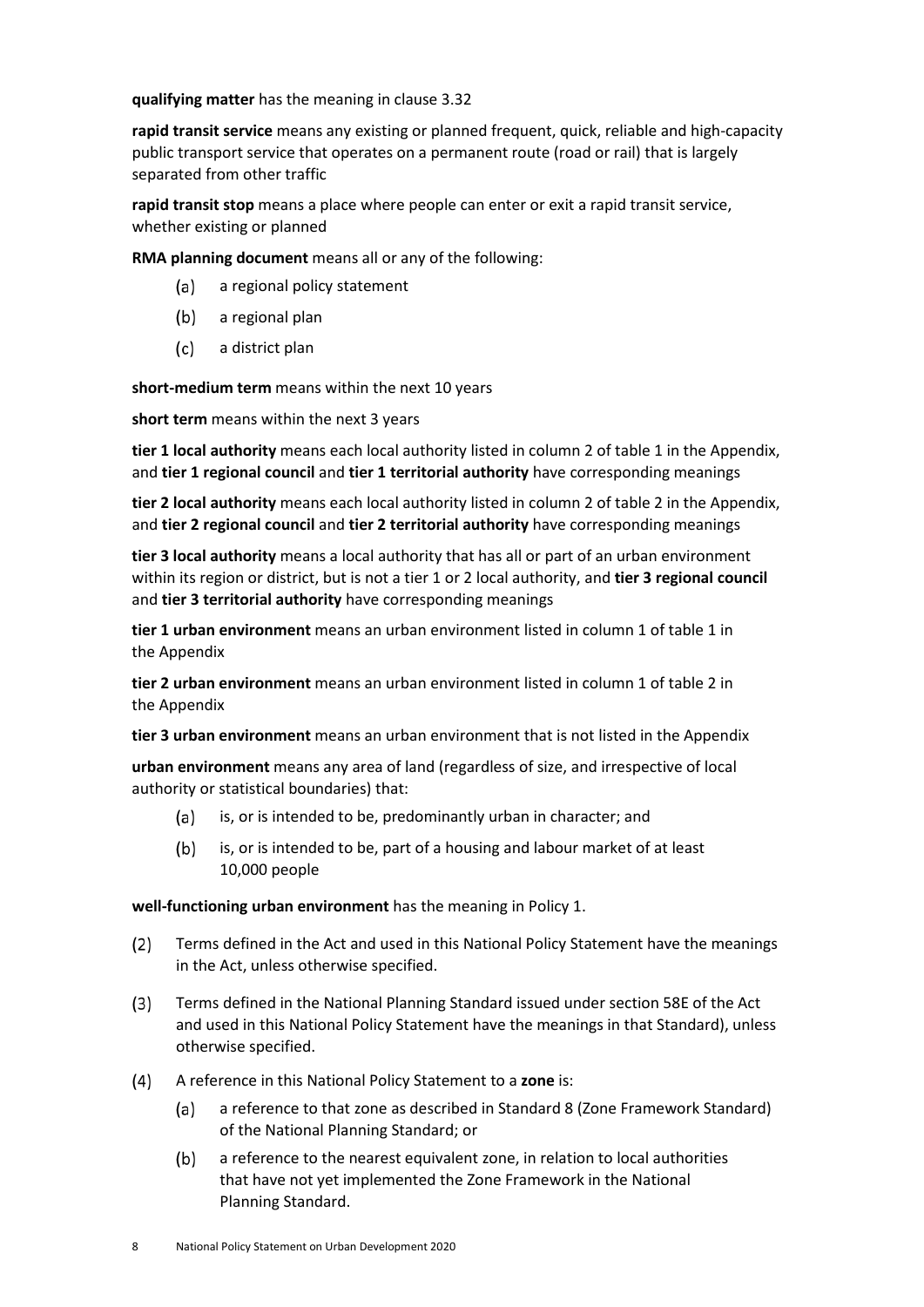**qualifying matter** has the meaning in clause 3.32

**rapid transit service** means any existing or planned frequent, quick, reliable and high-capacity public transport service that operates on a permanent route (road or rail) that is largely separated from other traffic

**rapid transit stop** means a place where people can enter or exit a rapid transit service, whether existing or planned

**RMA planning document** means all or any of the following:

(a) a regional policy statement

(b) a regional plan

(c) a district plan

**short-medium term** means within the next 10 years

**short term** means within the next 3 years

**tier 1 local authority** means each local authority listed in column 2 of table 1 in the Appendix, and **tier 1 regional council** and **tier 1 territorial authority** have corresponding meanings

**tier 2 local authority** means each local authority listed in column 2 of table 2 in the Appendix, and **tier 2 regional council** and **tier 2 territorial authority** have corresponding meanings

**tier 3 local authority** means a local authority that has all or part of an urban environment within its region or district, but is not a tier 1 or 2 local authority, and **tier 3 regional council** and **tier 3 territorial authority** have corresponding meanings

**tier 1 urban environment** means an urban environment listed in column 1 of table 1 in the Appendix

**tier 2 urban environment** means an urban environment listed in column 1 of table 2 in the Appendix

**tier 3 urban environment** means an urban environment that is not listed in the Appendix

**urban environment** means any area of land (regardless of size, and irrespective of local authority or statistical boundaries) that:

(a) is, or is intended to be, predominantly urban in character; and

(b) is, or is intended to be, part of a housing and labour market of at least 10,000 people

**well-functioning urban environment** has the meaning in Policy 1.

(2) Terms defined in the Act and used in this National Policy Statement have the meanings in the Act, unless otherwise specified.

(3) Terms defined in the National Planning Standard issued under section 58E of the Act and used in this National Policy Statement have the meanings in that Standard), unless otherwise specified.

(4) A reference in this National Policy Statement to a **zone** is:

(a) a reference to that zone as described in Standard 8 (Zone Framework Standard) of the National Planning Standard; or

(b) a reference to the nearest equivalent zone, in relation to local authorities that have not yet implemented the Zone Framework in the National Planning Standard.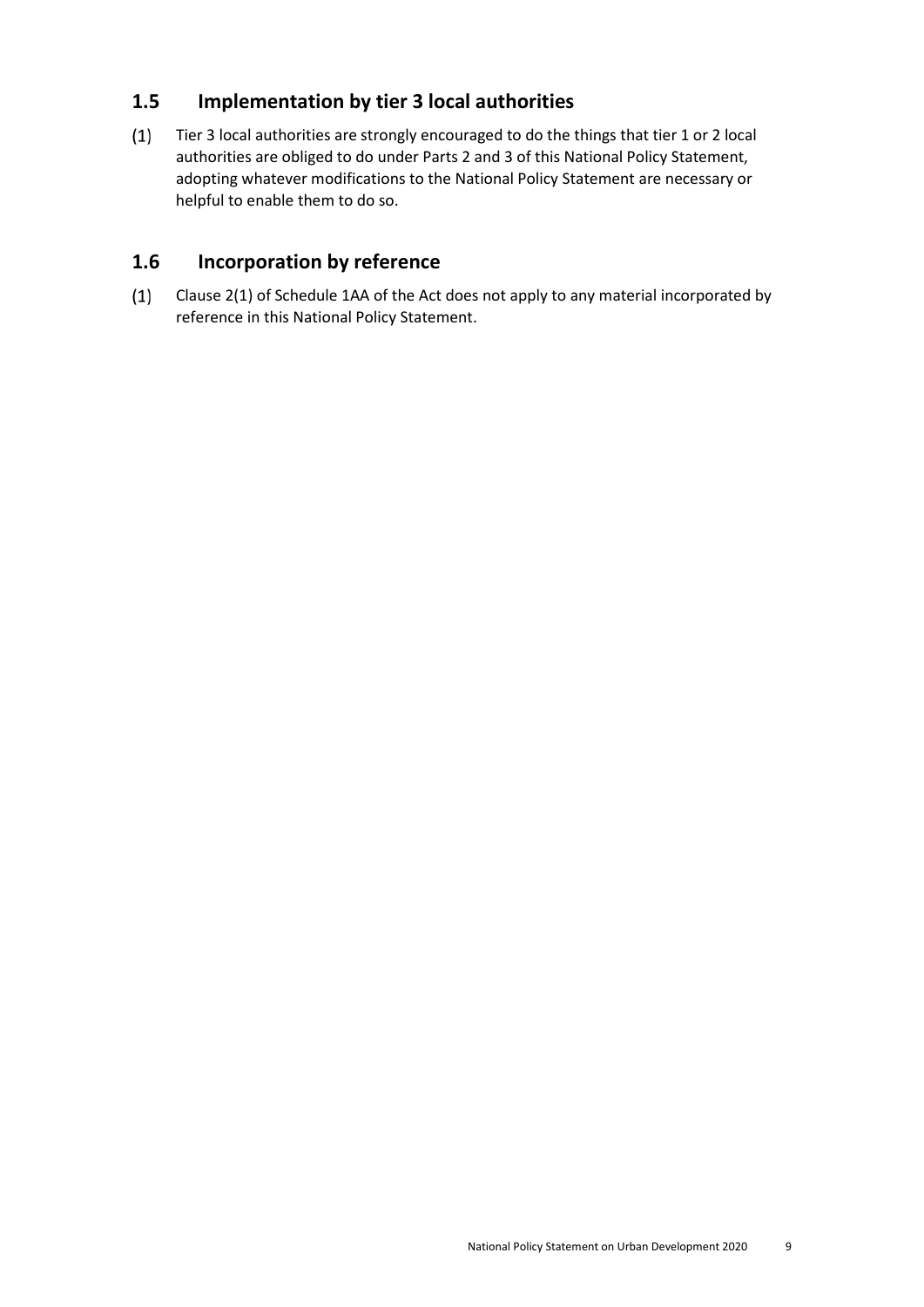## 1.5 Implementation by tier 3 local authorities

(1) Tier 3 local authorities are strongly encouraged to do the things that tier 1 or 2 local authorities are obliged to do under Parts 2 and 3 of this National Policy Statement, adopting whatever modifications to the National Policy Statement are necessary or helpful to enable them to do so.

## 1.6 Incorporation by reference

(1) Clause 2(1) of Schedule 1AA of the Act does not apply to any material incorporated by reference in this National Policy Statement.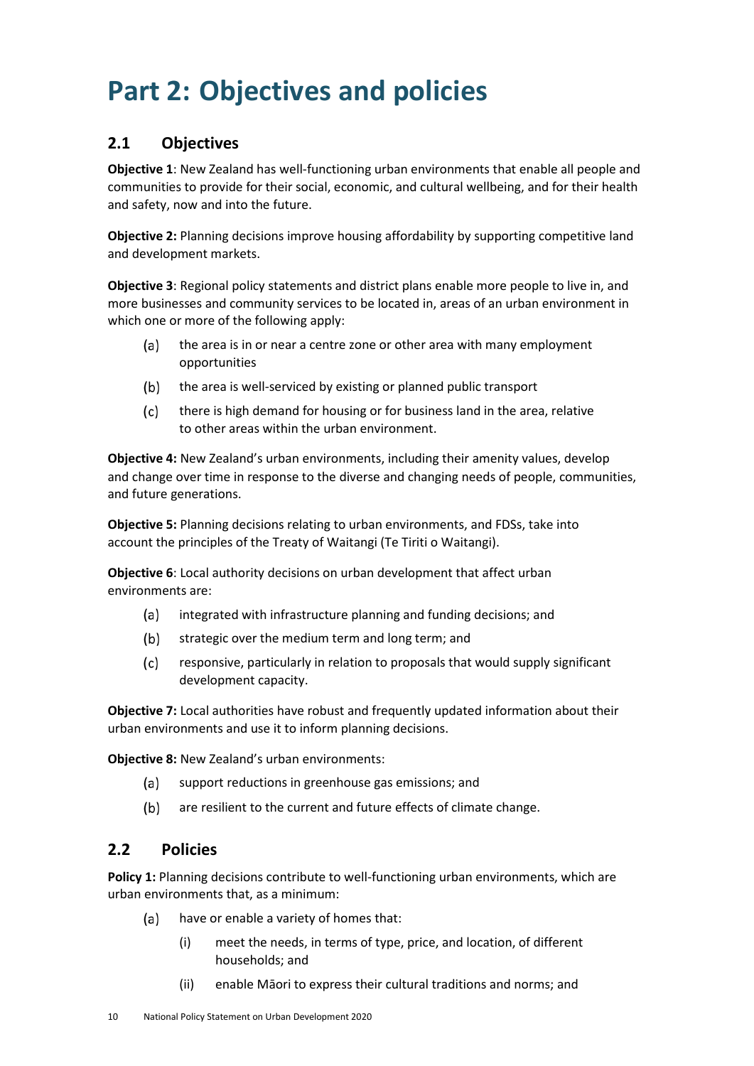# Part 2: Objectives and policies

## 2.1 Objectives

**Objective 1**: New Zealand has well-functioning urban environments that enable all people and communities to provide for their social, economic, and cultural wellbeing, and for their health and safety, now and into the future.

**Objective 2:** Planning decisions improve housing affordability by supporting competitive land and development markets.

**Objective 3**: Regional policy statements and district plans enable more people to live in, and more businesses and community services to be located in, areas of an urban environment in which one or more of the following apply:

(a) the area is in or near a centre zone or other area with many employment opportunities

(b) the area is well-serviced by existing or planned public transport

(c) there is high demand for housing or for business land in the area, relative to other areas within the urban environment.

**Objective 4:** New Zealand's urban environments, including their amenity values, develop and change over time in response to the diverse and changing needs of people, communities, and future generations.

**Objective 5:** Planning decisions relating to urban environments, and FDSs, take into account the principles of the Treaty of Waitangi (Te Tiriti o Waitangi).

**Objective 6**: Local authority decisions on urban development that affect urban environments are:

(a) integrated with infrastructure planning and funding decisions; and

(b) strategic over the medium term and long term; and

(c) responsive, particularly in relation to proposals that would supply significant development capacity.

**Objective 7:** Local authorities have robust and frequently updated information about their urban environments and use it to inform planning decisions.

**Objective 8:** New Zealand's urban environments:

(a) support reductions in greenhouse gas emissions; and

(b) are resilient to the current and future effects of climate change.

## 2.2 Policies

**Policy 1:** Planning decisions contribute to well-functioning urban environments, which are urban environments that, as a minimum:

(a) have or enable a variety of homes that:

  (i) meet the needs, in terms of type, price, and location, of different households; and

  (ii) enable Māori to express their cultural traditions and norms; and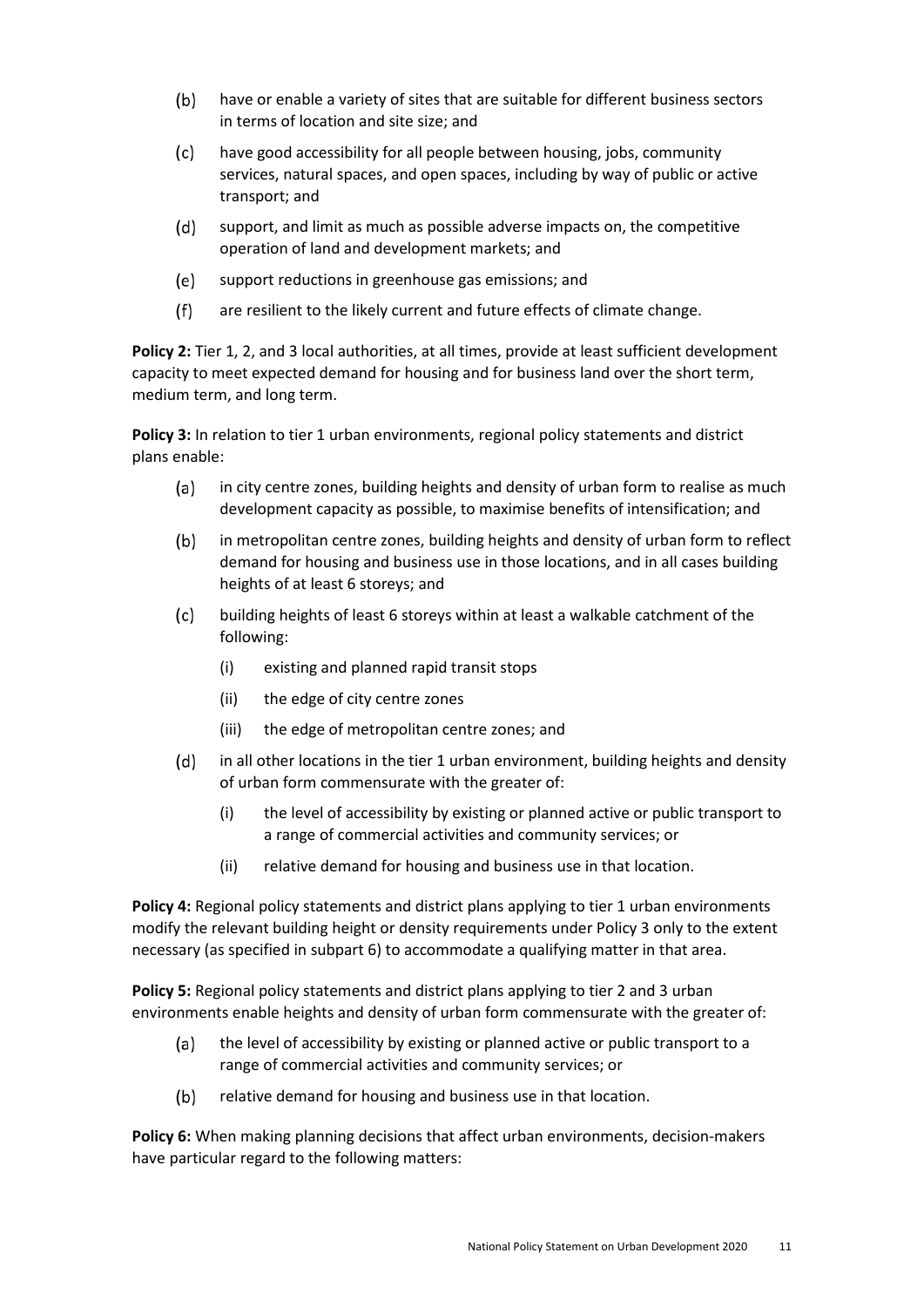(b) have or enable a variety of sites that are suitable for different business sectors in terms of location and site size; and

(c) have good accessibility for all people between housing, jobs, community services, natural spaces, and open spaces, including by way of public or active transport; and

(d) support, and limit as much as possible adverse impacts on, the competitive operation of land and development markets; and

(e) support reductions in greenhouse gas emissions; and

(f) are resilient to the likely current and future effects of climate change.

**Policy 2:** Tier 1, 2, and 3 local authorities, at all times, provide at least sufficient development capacity to meet expected demand for housing and for business land over the short term, medium term, and long term.

**Policy 3:** In relation to tier 1 urban environments, regional policy statements and district plans enable:

(a) in city centre zones, building heights and density of urban form to realise as much development capacity as possible, to maximise benefits of intensification; and

(b) in metropolitan centre zones, building heights and density of urban form to reflect demand for housing and business use in those locations, and in all cases building heights of at least 6 storeys; and

(c) building heights of least 6 storeys within at least a walkable catchment of the following:

   (i) existing and planned rapid transit stops

   (ii) the edge of city centre zones

   (iii) the edge of metropolitan centre zones; and

(d) in all other locations in the tier 1 urban environment, building heights and density of urban form commensurate with the greater of:

   (i) the level of accessibility by existing or planned active or public transport to a range of commercial activities and community services; or

   (ii) relative demand for housing and business use in that location.

**Policy 4:** Regional policy statements and district plans applying to tier 1 urban environments modify the relevant building height or density requirements under Policy 3 only to the extent necessary (as specified in subpart 6) to accommodate a qualifying matter in that area.

**Policy 5:** Regional policy statements and district plans applying to tier 2 and 3 urban environments enable heights and density of urban form commensurate with the greater of:

(a) the level of accessibility by existing or planned active or public transport to a range of commercial activities and community services; or

(b) relative demand for housing and business use in that location.

**Policy 6:** When making planning decisions that affect urban environments, decision-makers have particular regard to the following matters: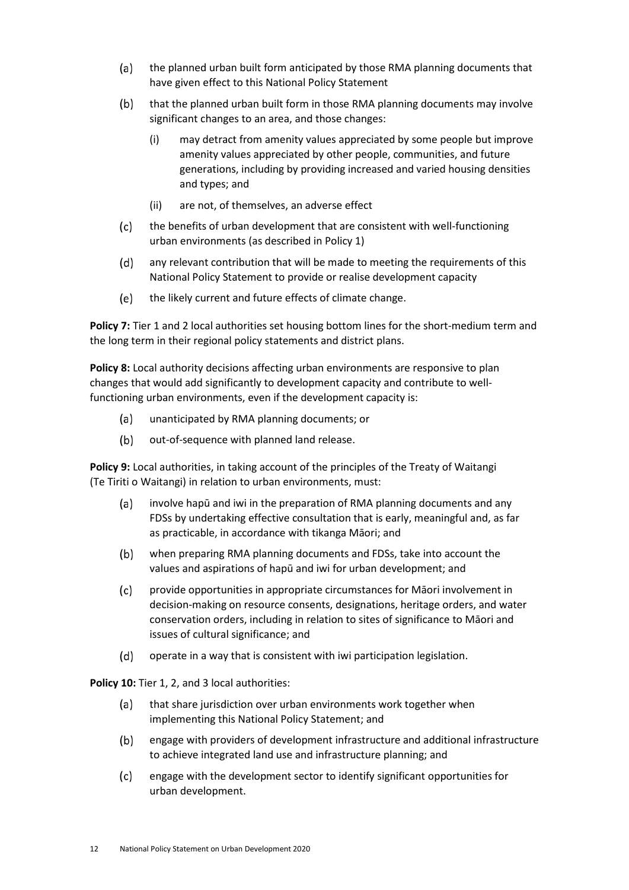(a) the planned urban built form anticipated by those RMA planning documents that have given effect to this National Policy Statement

(b) that the planned urban built form in those RMA planning documents may involve significant changes to an area, and those changes:

  (i) may detract from amenity values appreciated by some people but improve amenity values appreciated by other people, communities, and future generations, including by providing increased and varied housing densities and types; and

  (ii) are not, of themselves, an adverse effect

(c) the benefits of urban development that are consistent with well-functioning urban environments (as described in Policy 1)

(d) any relevant contribution that will be made to meeting the requirements of this National Policy Statement to provide or realise development capacity

(e) the likely current and future effects of climate change.

**Policy 7:** Tier 1 and 2 local authorities set housing bottom lines for the short-medium term and the long term in their regional policy statements and district plans.

**Policy 8:** Local authority decisions affecting urban environments are responsive to plan changes that would add significantly to development capacity and contribute to well-functioning urban environments, even if the development capacity is:

(a) unanticipated by RMA planning documents; or

(b) out-of-sequence with planned land release.

**Policy 9:** Local authorities, in taking account of the principles of the Treaty of Waitangi (Te Tiriti o Waitangi) in relation to urban environments, must:

(a) involve hapū and iwi in the preparation of RMA planning documents and any FDSs by undertaking effective consultation that is early, meaningful and, as far as practicable, in accordance with tikanga Māori; and

(b) when preparing RMA planning documents and FDSs, take into account the values and aspirations of hapū and iwi for urban development; and

(c) provide opportunities in appropriate circumstances for Māori involvement in decision-making on resource consents, designations, heritage orders, and water conservation orders, including in relation to sites of significance to Māori and issues of cultural significance; and

(d) operate in a way that is consistent with iwi participation legislation.

**Policy 10:** Tier 1, 2, and 3 local authorities:

(a) that share jurisdiction over urban environments work together when implementing this National Policy Statement; and

(b) engage with providers of development infrastructure and additional infrastructure to achieve integrated land use and infrastructure planning; and

(c) engage with the development sector to identify significant opportunities for urban development.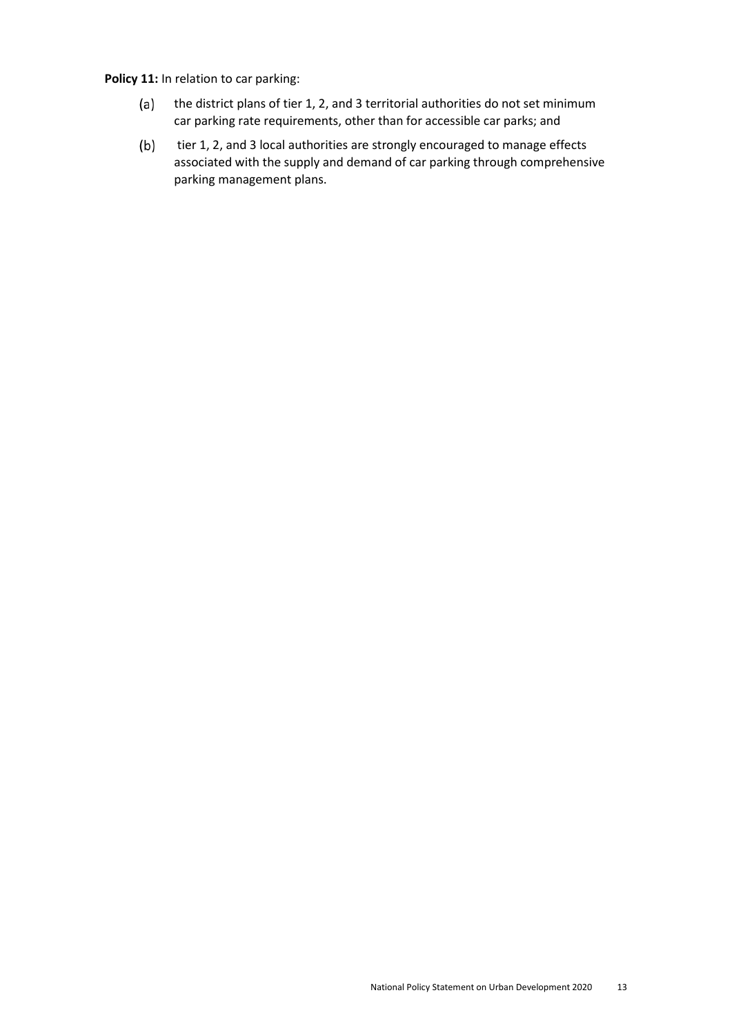**Policy 11:** In relation to car parking:

(a) the district plans of tier 1, 2, and 3 territorial authorities do not set minimum car parking rate requirements, other than for accessible car parks; and

(b) tier 1, 2, and 3 local authorities are strongly encouraged to manage effects associated with the supply and demand of car parking through comprehensive parking management plans.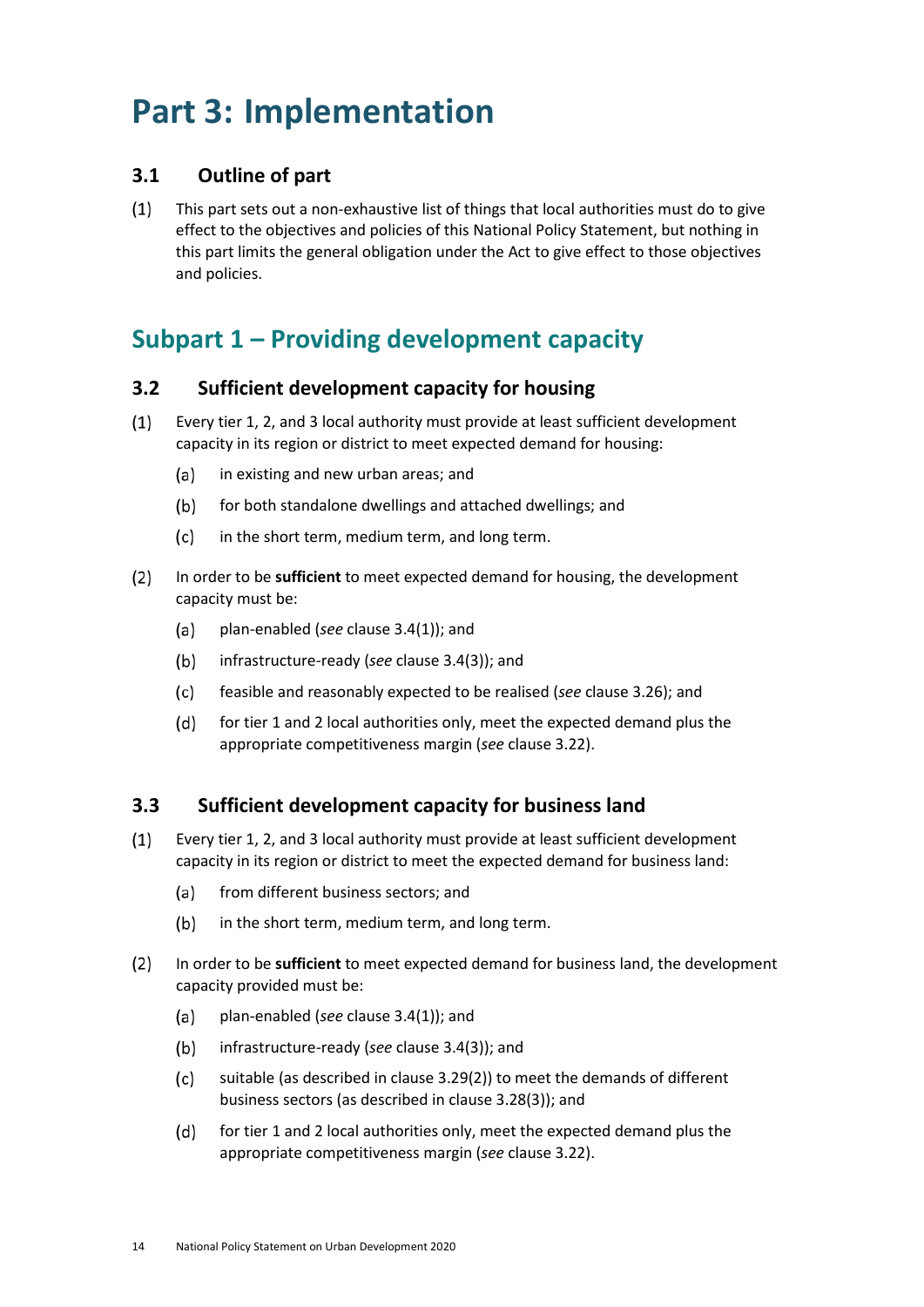# Part 3: Implementation

### 3.1 Outline of part

(1) This part sets out a non-exhaustive list of things that local authorities must do to give effect to the objectives and policies of this National Policy Statement, but nothing in this part limits the general obligation under the Act to give effect to those objectives and policies.

## Subpart 1 – Providing development capacity

### 3.2 Sufficient development capacity for housing

(1) Every tier 1, 2, and 3 local authority must provide at least sufficient development capacity in its region or district to meet expected demand for housing:

   (a) in existing and new urban areas; and

   (b) for both standalone dwellings and attached dwellings; and

   (c) in the short term, medium term, and long term.

(2) In order to be **sufficient** to meet expected demand for housing, the development capacity must be:

   (a) plan-enabled (*see* clause 3.4(1)); and

   (b) infrastructure-ready (*see* clause 3.4(3)); and

   (c) feasible and reasonably expected to be realised (*see* clause 3.26); and

   (d) for tier 1 and 2 local authorities only, meet the expected demand plus the appropriate competitiveness margin (*see* clause 3.22).

### 3.3 Sufficient development capacity for business land

(1) Every tier 1, 2, and 3 local authority must provide at least sufficient development capacity in its region or district to meet the expected demand for business land:

   (a) from different business sectors; and

   (b) in the short term, medium term, and long term.

(2) In order to be **sufficient** to meet expected demand for business land, the development capacity provided must be:

   (a) plan-enabled (*see* clause 3.4(1)); and

   (b) infrastructure-ready (*see* clause 3.4(3)); and

   (c) suitable (as described in clause 3.29(2)) to meet the demands of different business sectors (as described in clause 3.28(3)); and

   (d) for tier 1 and 2 local authorities only, meet the expected demand plus the appropriate competitiveness margin (*see* clause 3.22).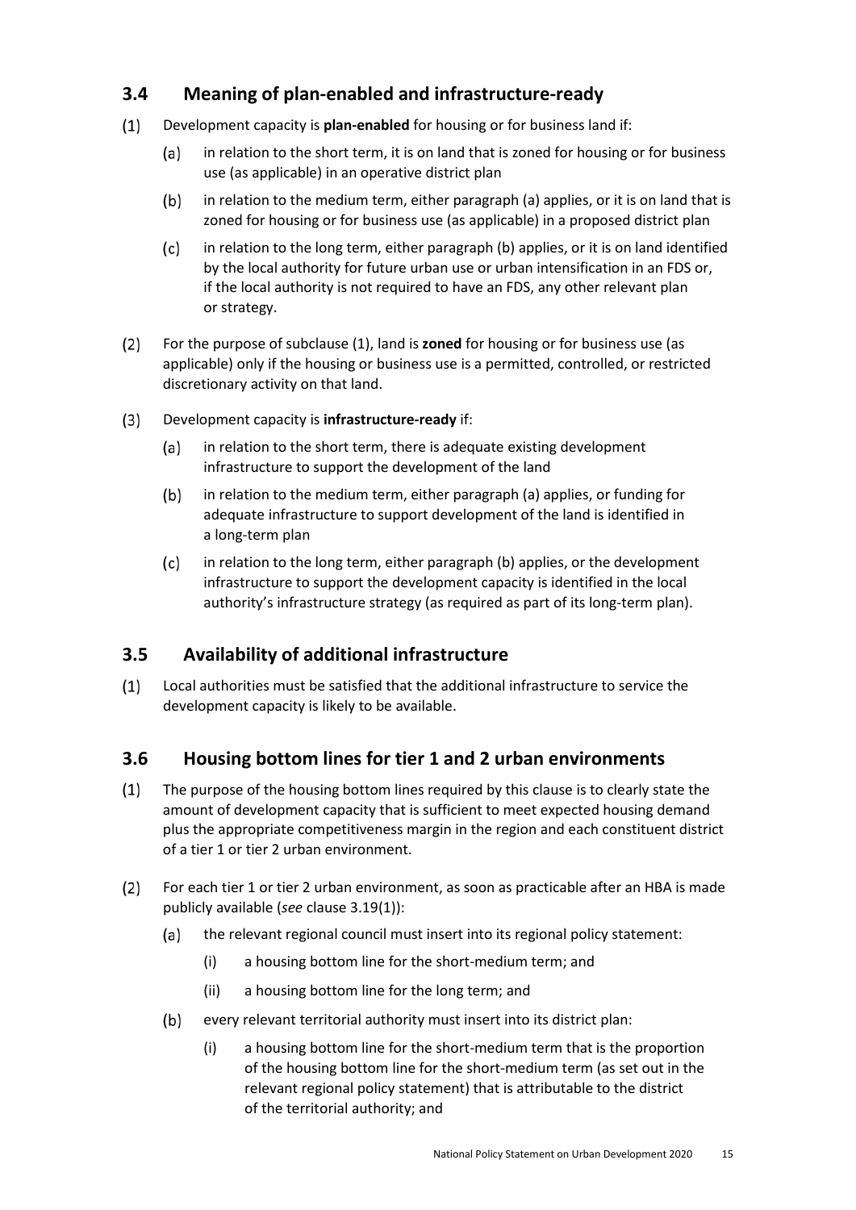## 3.4 Meaning of plan-enabled and infrastructure-ready

(1) Development capacity is **plan-enabled** for housing or for business land if:

  (a) in relation to the short term, it is on land that is zoned for housing or for business use (as applicable) in an operative district plan

  (b) in relation to the medium term, either paragraph (a) applies, or it is on land that is zoned for housing or for business use (as applicable) in a proposed district plan

  (c) in relation to the long term, either paragraph (b) applies, or it is on land identified by the local authority for future urban use or urban intensification in an FDS or, if the local authority is not required to have an FDS, any other relevant plan or strategy.

(2) For the purpose of subclause (1), land is **zoned** for housing or for business use (as applicable) only if the housing or business use is a permitted, controlled, or restricted discretionary activity on that land.

(3) Development capacity is **infrastructure-ready** if:

  (a) in relation to the short term, there is adequate existing development infrastructure to support the development of the land

  (b) in relation to the medium term, either paragraph (a) applies, or funding for adequate infrastructure to support development of the land is identified in a long-term plan

  (c) in relation to the long term, either paragraph (b) applies, or the development infrastructure to support the development capacity is identified in the local authority's infrastructure strategy (as required as part of its long-term plan).

## 3.5 Availability of additional infrastructure

(1) Local authorities must be satisfied that the additional infrastructure to service the development capacity is likely to be available.

## 3.6 Housing bottom lines for tier 1 and 2 urban environments

(1) The purpose of the housing bottom lines required by this clause is to clearly state the amount of development capacity that is sufficient to meet expected housing demand plus the appropriate competitiveness margin in the region and each constituent district of a tier 1 or tier 2 urban environment.

(2) For each tier 1 or tier 2 urban environment, as soon as practicable after an HBA is made publicly available (*see* clause 3.19(1)):

  (a) the relevant regional council must insert into its regional policy statement:

    (i) a housing bottom line for the short-medium term; and

    (ii) a housing bottom line for the long term; and

  (b) every relevant territorial authority must insert into its district plan:

    (i) a housing bottom line for the short-medium term that is the proportion of the housing bottom line for the short-medium term (as set out in the relevant regional policy statement) that is attributable to the district of the territorial authority; and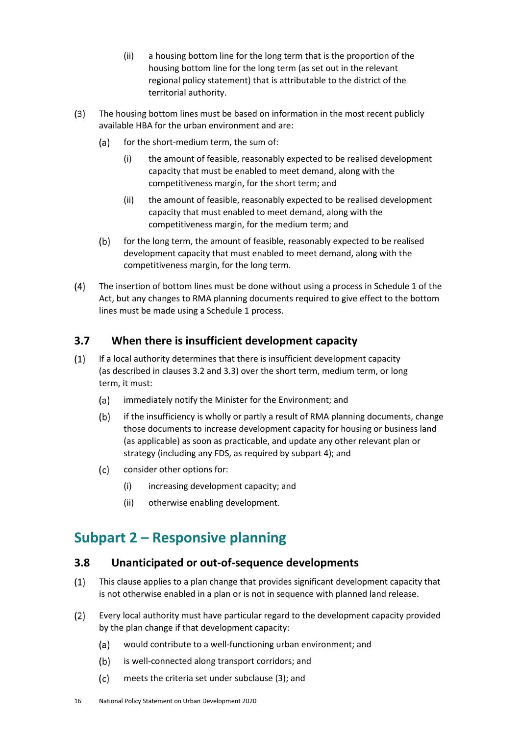(ii) a housing bottom line for the long term that is the proportion of the housing bottom line for the long term (as set out in the relevant regional policy statement) that is attributable to the district of the territorial authority.

(3) The housing bottom lines must be based on information in the most recent publicly available HBA for the urban environment and are:

(a) for the short-medium term, the sum of:

(i) the amount of feasible, reasonably expected to be realised development capacity that must be enabled to meet demand, along with the competitiveness margin, for the short term; and

(ii) the amount of feasible, reasonably expected to be realised development capacity that must enabled to meet demand, along with the competitiveness margin, for the medium term; and

(b) for the long term, the amount of feasible, reasonably expected to be realised development capacity that must enabled to meet demand, along with the competitiveness margin, for the long term.

(4) The insertion of bottom lines must be done without using a process in Schedule 1 of the Act, but any changes to RMA planning documents required to give effect to the bottom lines must be made using a Schedule 1 process.

### 3.7 When there is insufficient development capacity

(1) If a local authority determines that there is insufficient development capacity (as described in clauses 3.2 and 3.3) over the short term, medium term, or long term, it must:

(a) immediately notify the Minister for the Environment; and

(b) if the insufficiency is wholly or partly a result of RMA planning documents, change those documents to increase development capacity for housing or business land (as applicable) as soon as practicable, and update any other relevant plan or strategy (including any FDS, as required by subpart 4); and

(c) consider other options for:

(i) increasing development capacity; and

(ii) otherwise enabling development.

## Subpart 2 – Responsive planning

### 3.8 Unanticipated or out-of-sequence developments

(1) This clause applies to a plan change that provides significant development capacity that is not otherwise enabled in a plan or is not in sequence with planned land release.

(2) Every local authority must have particular regard to the development capacity provided by the plan change if that development capacity:

(a) would contribute to a well-functioning urban environment; and

(b) is well-connected along transport corridors; and

(c) meets the criteria set under subclause (3); and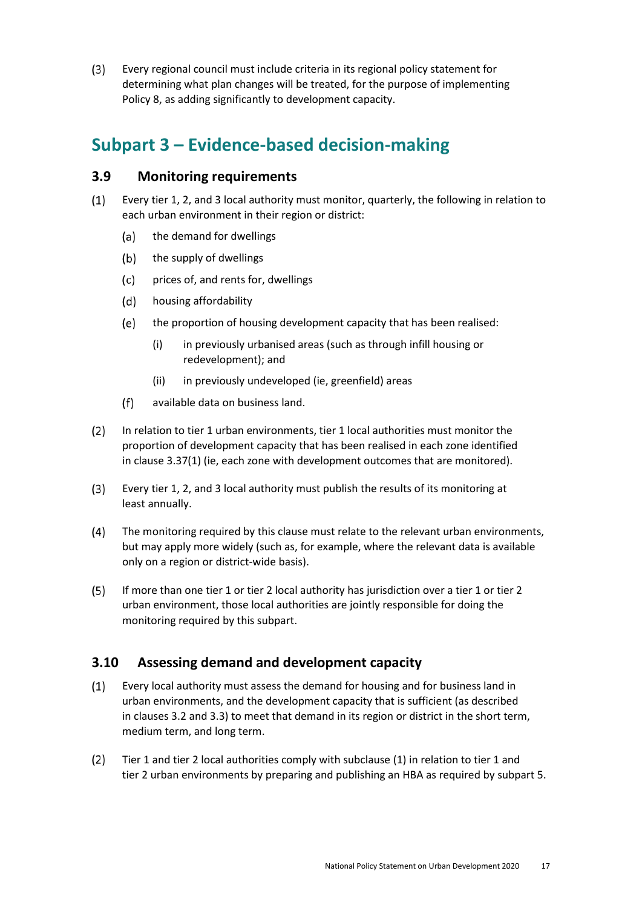(3) Every regional council must include criteria in its regional policy statement for determining what plan changes will be treated, for the purpose of implementing Policy 8, as adding significantly to development capacity.

## Subpart 3 – Evidence-based decision-making

### 3.9 Monitoring requirements

(1) Every tier 1, 2, and 3 local authority must monitor, quarterly, the following in relation to each urban environment in their region or district:

- (a) the demand for dwellings
- (b) the supply of dwellings
- (c) prices of, and rents for, dwellings
- (d) housing affordability
- (e) the proportion of housing development capacity that has been realised:
  - (i) in previously urbanised areas (such as through infill housing or redevelopment); and
  - (ii) in previously undeveloped (ie, greenfield) areas
- (f) available data on business land.

(2) In relation to tier 1 urban environments, tier 1 local authorities must monitor the proportion of development capacity that has been realised in each zone identified in clause 3.37(1) (ie, each zone with development outcomes that are monitored).

(3) Every tier 1, 2, and 3 local authority must publish the results of its monitoring at least annually.

(4) The monitoring required by this clause must relate to the relevant urban environments, but may apply more widely (such as, for example, where the relevant data is available only on a region or district-wide basis).

(5) If more than one tier 1 or tier 2 local authority has jurisdiction over a tier 1 or tier 2 urban environment, those local authorities are jointly responsible for doing the monitoring required by this subpart.

### 3.10 Assessing demand and development capacity

(1) Every local authority must assess the demand for housing and for business land in urban environments, and the development capacity that is sufficient (as described in clauses 3.2 and 3.3) to meet that demand in its region or district in the short term, medium term, and long term.

(2) Tier 1 and tier 2 local authorities comply with subclause (1) in relation to tier 1 and tier 2 urban environments by preparing and publishing an HBA as required by subpart 5.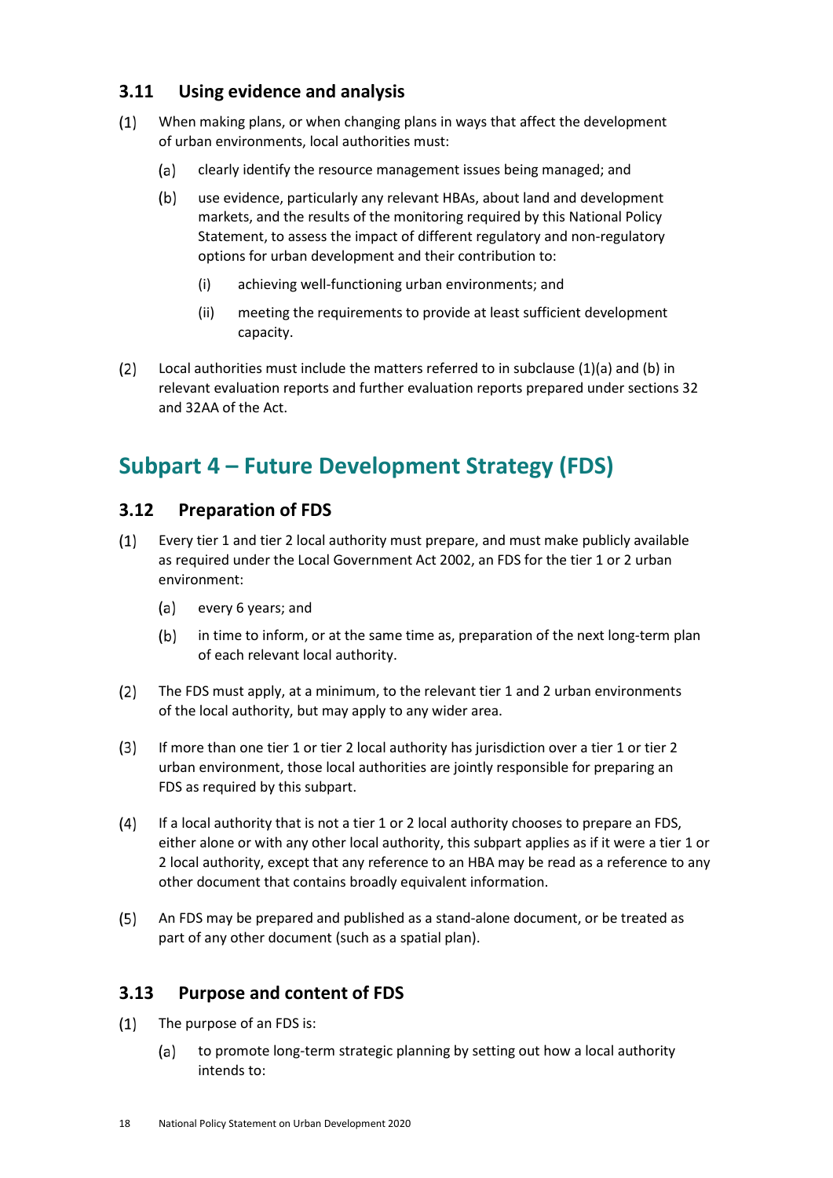### 3.11 Using evidence and analysis

(1) When making plans, or when changing plans in ways that affect the development of urban environments, local authorities must:

  (a) clearly identify the resource management issues being managed; and

  (b) use evidence, particularly any relevant HBAs, about land and development markets, and the results of the monitoring required by this National Policy Statement, to assess the impact of different regulatory and non-regulatory options for urban development and their contribution to:

    (i) achieving well-functioning urban environments; and

    (ii) meeting the requirements to provide at least sufficient development capacity.

(2) Local authorities must include the matters referred to in subclause (1)(a) and (b) in relevant evaluation reports and further evaluation reports prepared under sections 32 and 32AA of the Act.

## Subpart 4 – Future Development Strategy (FDS)

### 3.12 Preparation of FDS

(1) Every tier 1 and tier 2 local authority must prepare, and must make publicly available as required under the Local Government Act 2002, an FDS for the tier 1 or 2 urban environment:

  (a) every 6 years; and

  (b) in time to inform, or at the same time as, preparation of the next long-term plan of each relevant local authority.

(2) The FDS must apply, at a minimum, to the relevant tier 1 and 2 urban environments of the local authority, but may apply to any wider area.

(3) If more than one tier 1 or tier 2 local authority has jurisdiction over a tier 1 or tier 2 urban environment, those local authorities are jointly responsible for preparing an FDS as required by this subpart.

(4) If a local authority that is not a tier 1 or 2 local authority chooses to prepare an FDS, either alone or with any other local authority, this subpart applies as if it were a tier 1 or 2 local authority, except that any reference to an HBA may be read as a reference to any other document that contains broadly equivalent information.

(5) An FDS may be prepared and published as a stand-alone document, or be treated as part of any other document (such as a spatial plan).

### 3.13 Purpose and content of FDS

(1) The purpose of an FDS is:

  (a) to promote long-term strategic planning by setting out how a local authority intends to: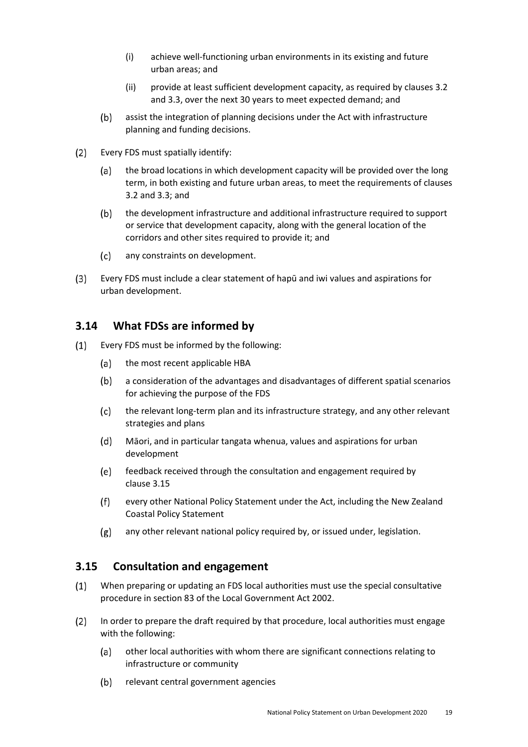(i) achieve well-functioning urban environments in its existing and future urban areas; and

(ii) provide at least sufficient development capacity, as required by clauses 3.2 and 3.3, over the next 30 years to meet expected demand; and

(b) assist the integration of planning decisions under the Act with infrastructure planning and funding decisions.

(2) Every FDS must spatially identify:

(a) the broad locations in which development capacity will be provided over the long term, in both existing and future urban areas, to meet the requirements of clauses 3.2 and 3.3; and

(b) the development infrastructure and additional infrastructure required to support or service that development capacity, along with the general location of the corridors and other sites required to provide it; and

(c) any constraints on development.

(3) Every FDS must include a clear statement of hapū and iwi values and aspirations for urban development.

## 3.14 What FDSs are informed by

(1) Every FDS must be informed by the following:

(a) the most recent applicable HBA

(b) a consideration of the advantages and disadvantages of different spatial scenarios for achieving the purpose of the FDS

(c) the relevant long-term plan and its infrastructure strategy, and any other relevant strategies and plans

(d) Māori, and in particular tangata whenua, values and aspirations for urban development

(e) feedback received through the consultation and engagement required by clause 3.15

(f) every other National Policy Statement under the Act, including the New Zealand Coastal Policy Statement

(g) any other relevant national policy required by, or issued under, legislation.

## 3.15 Consultation and engagement

(1) When preparing or updating an FDS local authorities must use the special consultative procedure in section 83 of the Local Government Act 2002.

(2) In order to prepare the draft required by that procedure, local authorities must engage with the following:

(a) other local authorities with whom there are significant connections relating to infrastructure or community

(b) relevant central government agencies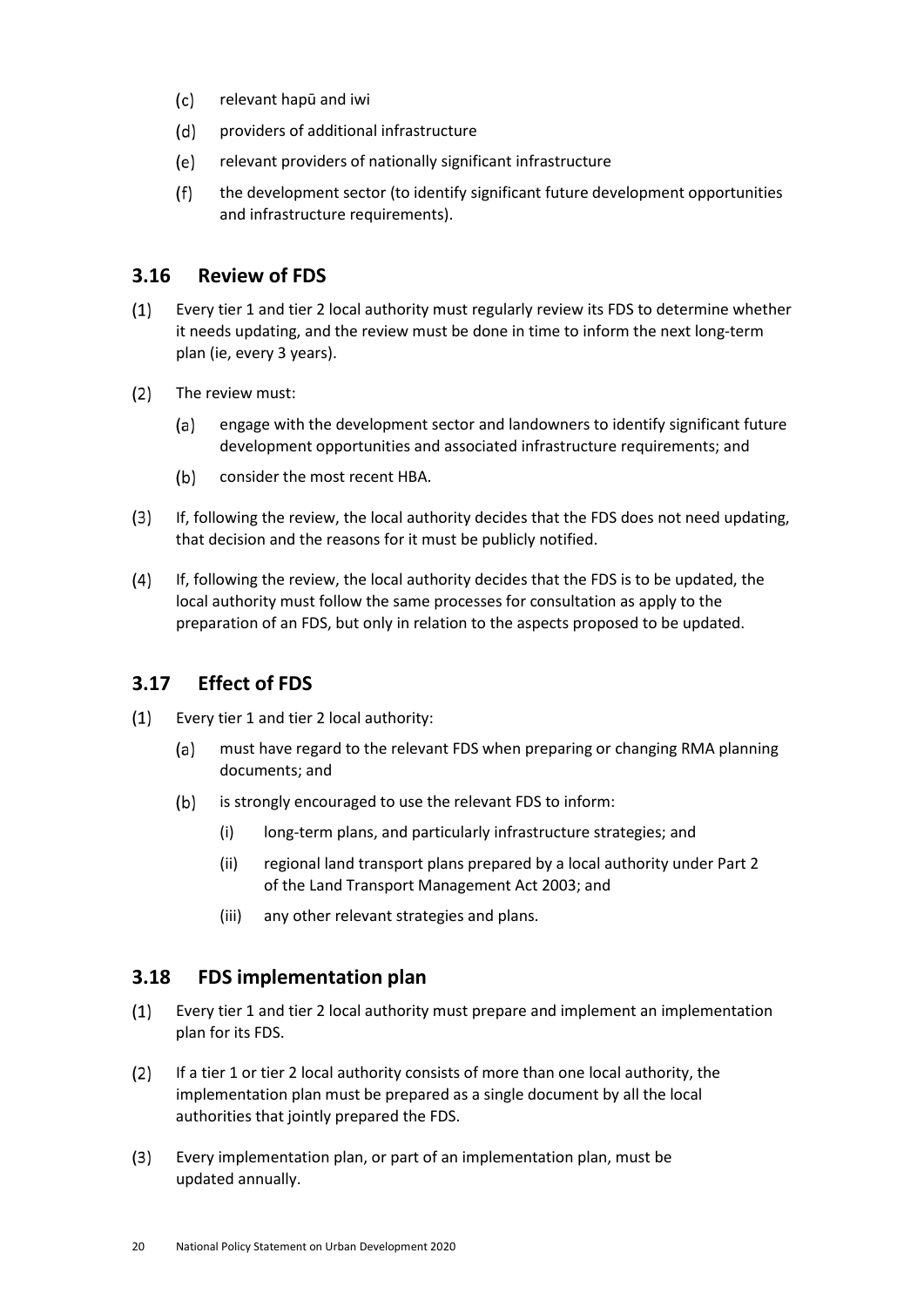(c) relevant hapū and iwi

(d) providers of additional infrastructure

(e) relevant providers of nationally significant infrastructure

(f) the development sector (to identify significant future development opportunities and infrastructure requirements).

## 3.16 Review of FDS

(1) Every tier 1 and tier 2 local authority must regularly review its FDS to determine whether it needs updating, and the review must be done in time to inform the next long-term plan (ie, every 3 years).

(2) The review must:

(a) engage with the development sector and landowners to identify significant future development opportunities and associated infrastructure requirements; and

(b) consider the most recent HBA.

(3) If, following the review, the local authority decides that the FDS does not need updating, that decision and the reasons for it must be publicly notified.

(4) If, following the review, the local authority decides that the FDS is to be updated, the local authority must follow the same processes for consultation as apply to the preparation of an FDS, but only in relation to the aspects proposed to be updated.

## 3.17 Effect of FDS

(1) Every tier 1 and tier 2 local authority:

(a) must have regard to the relevant FDS when preparing or changing RMA planning documents; and

(b) is strongly encouraged to use the relevant FDS to inform:

(i) long-term plans, and particularly infrastructure strategies; and

(ii) regional land transport plans prepared by a local authority under Part 2 of the Land Transport Management Act 2003; and

(iii) any other relevant strategies and plans.

## 3.18 FDS implementation plan

(1) Every tier 1 and tier 2 local authority must prepare and implement an implementation plan for its FDS.

(2) If a tier 1 or tier 2 local authority consists of more than one local authority, the implementation plan must be prepared as a single document by all the local authorities that jointly prepared the FDS.

(3) Every implementation plan, or part of an implementation plan, must be updated annually.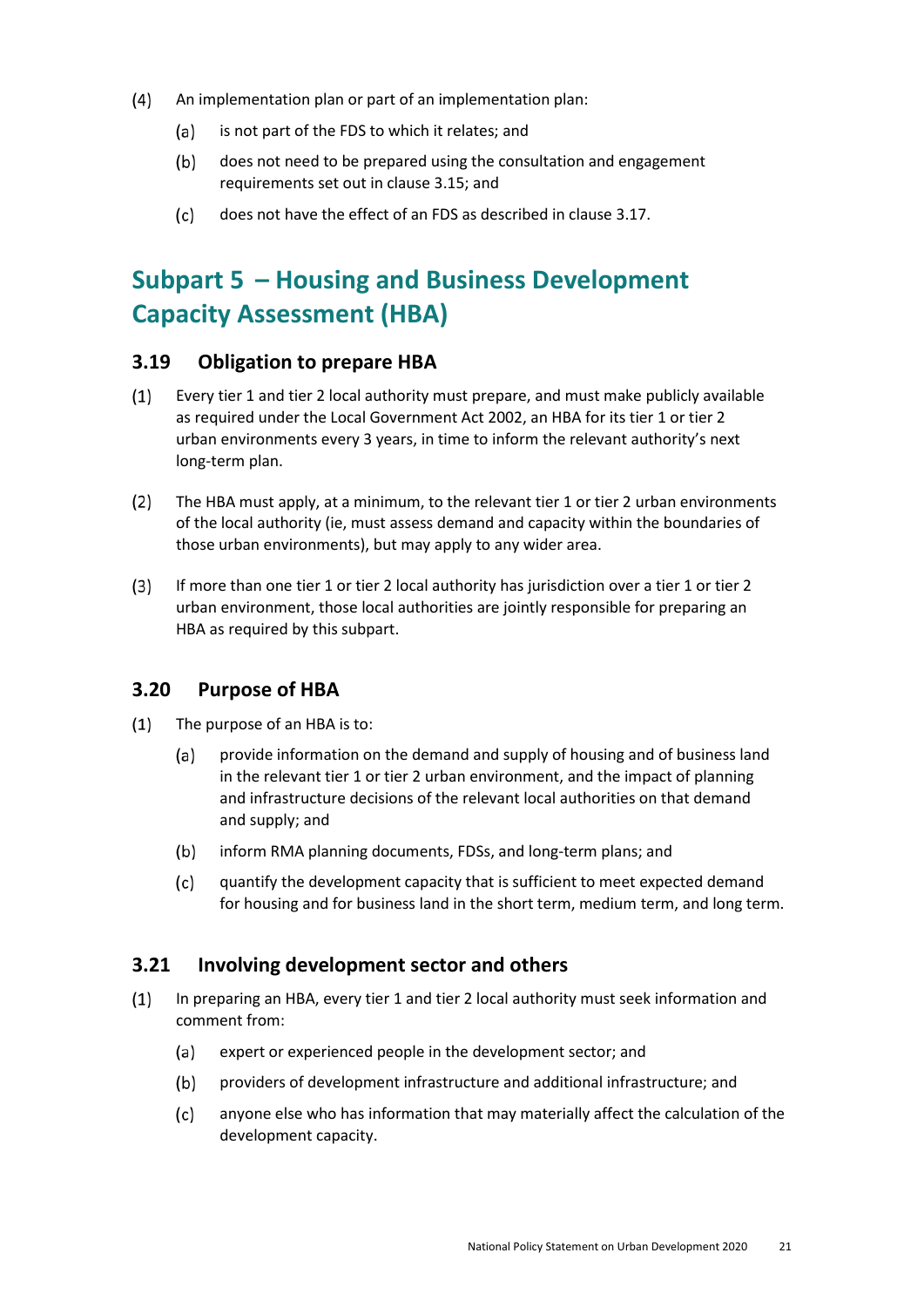(4) An implementation plan or part of an implementation plan:

  (a) is not part of the FDS to which it relates; and

  (b) does not need to be prepared using the consultation and engagement requirements set out in clause 3.15; and

  (c) does not have the effect of an FDS as described in clause 3.17.

## Subpart 5 – Housing and Business Development Capacity Assessment (HBA)

### 3.19 Obligation to prepare HBA

(1) Every tier 1 and tier 2 local authority must prepare, and must make publicly available as required under the Local Government Act 2002, an HBA for its tier 1 or tier 2 urban environments every 3 years, in time to inform the relevant authority's next long-term plan.

(2) The HBA must apply, at a minimum, to the relevant tier 1 or tier 2 urban environments of the local authority (ie, must assess demand and capacity within the boundaries of those urban environments), but may apply to any wider area.

(3) If more than one tier 1 or tier 2 local authority has jurisdiction over a tier 1 or tier 2 urban environment, those local authorities are jointly responsible for preparing an HBA as required by this subpart.

### 3.20 Purpose of HBA

(1) The purpose of an HBA is to:

  (a) provide information on the demand and supply of housing and of business land in the relevant tier 1 or tier 2 urban environment, and the impact of planning and infrastructure decisions of the relevant local authorities on that demand and supply; and

  (b) inform RMA planning documents, FDSs, and long-term plans; and

  (c) quantify the development capacity that is sufficient to meet expected demand for housing and for business land in the short term, medium term, and long term.

### 3.21 Involving development sector and others

(1) In preparing an HBA, every tier 1 and tier 2 local authority must seek information and comment from:

  (a) expert or experienced people in the development sector; and

  (b) providers of development infrastructure and additional infrastructure; and

  (c) anyone else who has information that may materially affect the calculation of the development capacity.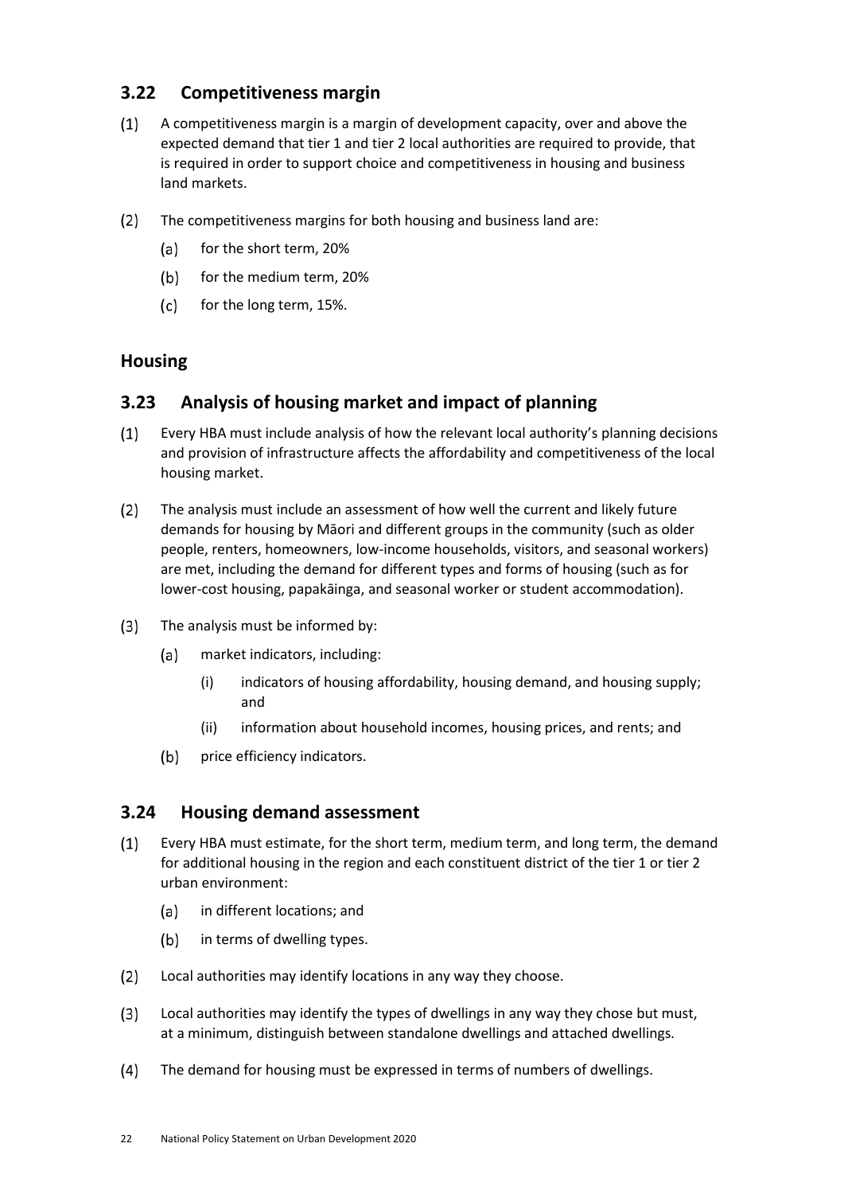## 3.22 Competitiveness margin

(1) A competitiveness margin is a margin of development capacity, over and above the expected demand that tier 1 and tier 2 local authorities are required to provide, that is required in order to support choice and competitiveness in housing and business land markets.

(2) The competitiveness margins for both housing and business land are:

  (a) for the short term, 20%

  (b) for the medium term, 20%

  (c) for the long term, 15%.

## Housing

## 3.23 Analysis of housing market and impact of planning

(1) Every HBA must include analysis of how the relevant local authority's planning decisions and provision of infrastructure affects the affordability and competitiveness of the local housing market.

(2) The analysis must include an assessment of how well the current and likely future demands for housing by Māori and different groups in the community (such as older people, renters, homeowners, low-income households, visitors, and seasonal workers) are met, including the demand for different types and forms of housing (such as for lower-cost housing, papakāinga, and seasonal worker or student accommodation).

(3) The analysis must be informed by:

  (a) market indicators, including:

    (i) indicators of housing affordability, housing demand, and housing supply; and

    (ii) information about household incomes, housing prices, and rents; and

  (b) price efficiency indicators.

## 3.24 Housing demand assessment

(1) Every HBA must estimate, for the short term, medium term, and long term, the demand for additional housing in the region and each constituent district of the tier 1 or tier 2 urban environment:

  (a) in different locations; and

  (b) in terms of dwelling types.

(2) Local authorities may identify locations in any way they choose.

(3) Local authorities may identify the types of dwellings in any way they chose but must, at a minimum, distinguish between standalone dwellings and attached dwellings.

(4) The demand for housing must be expressed in terms of numbers of dwellings.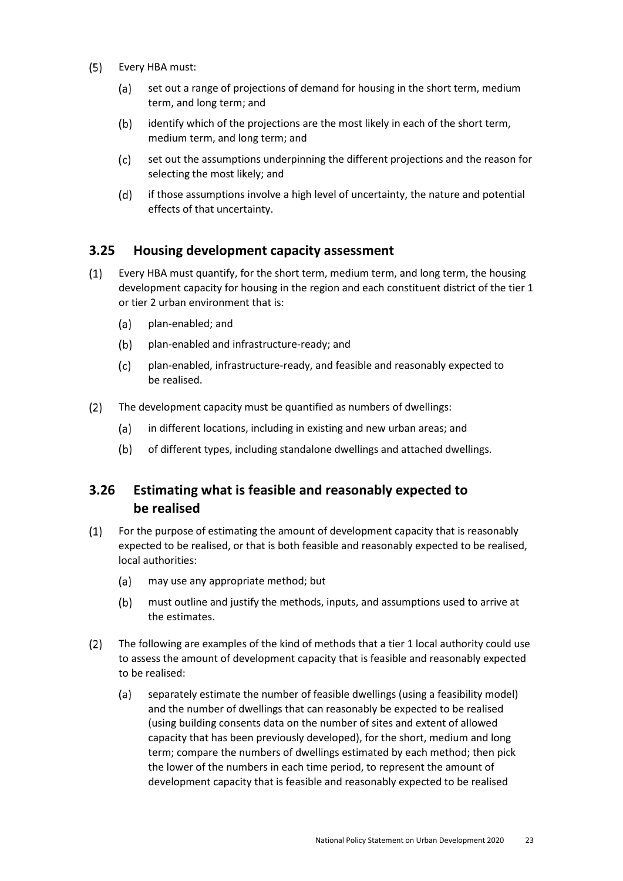(5) Every HBA must:

  (a) set out a range of projections of demand for housing in the short term, medium term, and long term; and

  (b) identify which of the projections are the most likely in each of the short term, medium term, and long term; and

  (c) set out the assumptions underpinning the different projections and the reason for selecting the most likely; and

  (d) if those assumptions involve a high level of uncertainty, the nature and potential effects of that uncertainty.

## 3.25 Housing development capacity assessment

(1) Every HBA must quantify, for the short term, medium term, and long term, the housing development capacity for housing in the region and each constituent district of the tier 1 or tier 2 urban environment that is:

  (a) plan-enabled; and

  (b) plan-enabled and infrastructure-ready; and

  (c) plan-enabled, infrastructure-ready, and feasible and reasonably expected to be realised.

(2) The development capacity must be quantified as numbers of dwellings:

  (a) in different locations, including in existing and new urban areas; and

  (b) of different types, including standalone dwellings and attached dwellings.

## 3.26 Estimating what is feasible and reasonably expected to be realised

(1) For the purpose of estimating the amount of development capacity that is reasonably expected to be realised, or that is both feasible and reasonably expected to be realised, local authorities:

  (a) may use any appropriate method; but

  (b) must outline and justify the methods, inputs, and assumptions used to arrive at the estimates.

(2) The following are examples of the kind of methods that a tier 1 local authority could use to assess the amount of development capacity that is feasible and reasonably expected to be realised:

  (a) separately estimate the number of feasible dwellings (using a feasibility model) and the number of dwellings that can reasonably be expected to be realised (using building consents data on the number of sites and extent of allowed capacity that has been previously developed), for the short, medium and long term; compare the numbers of dwellings estimated by each method; then pick the lower of the numbers in each time period, to represent the amount of development capacity that is feasible and reasonably expected to be realised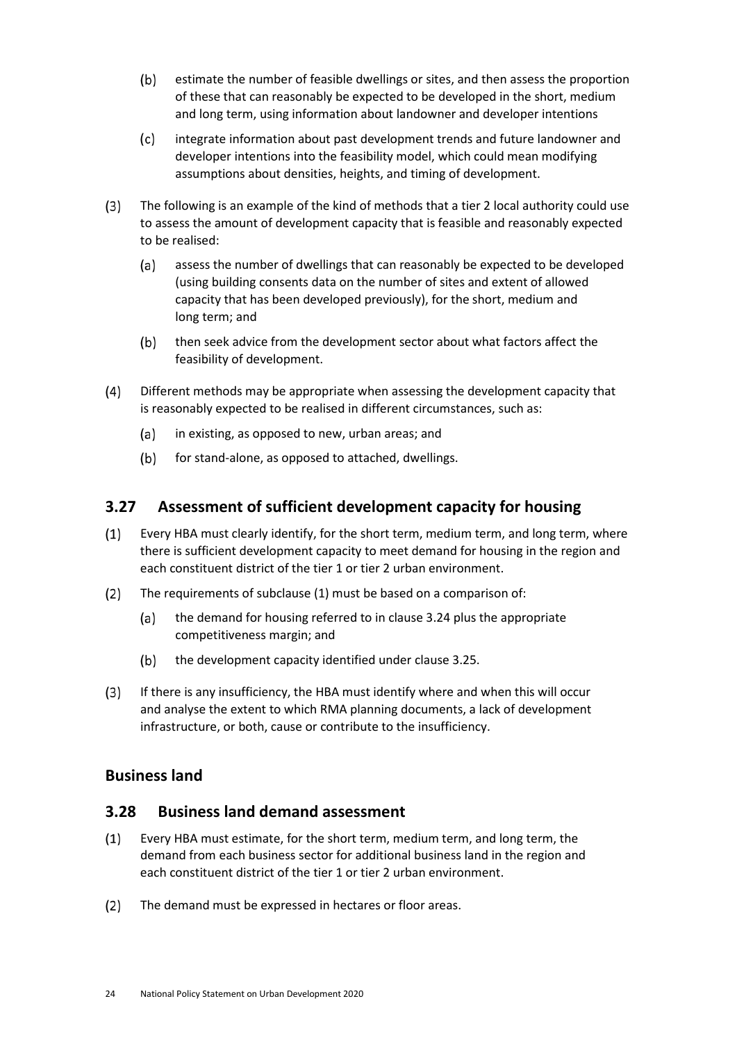(b) estimate the number of feasible dwellings or sites, and then assess the proportion of these that can reasonably be expected to be developed in the short, medium and long term, using information about landowner and developer intentions

(c) integrate information about past development trends and future landowner and developer intentions into the feasibility model, which could mean modifying assumptions about densities, heights, and timing of development.

(3) The following is an example of the kind of methods that a tier 2 local authority could use to assess the amount of development capacity that is feasible and reasonably expected to be realised:

(a) assess the number of dwellings that can reasonably be expected to be developed (using building consents data on the number of sites and extent of allowed capacity that has been developed previously), for the short, medium and long term; and

(b) then seek advice from the development sector about what factors affect the feasibility of development.

(4) Different methods may be appropriate when assessing the development capacity that is reasonably expected to be realised in different circumstances, such as:

(a) in existing, as opposed to new, urban areas; and

(b) for stand-alone, as opposed to attached, dwellings.

## 3.27 Assessment of sufficient development capacity for housing

(1) Every HBA must clearly identify, for the short term, medium term, and long term, where there is sufficient development capacity to meet demand for housing in the region and each constituent district of the tier 1 or tier 2 urban environment.

(2) The requirements of subclause (1) must be based on a comparison of:

(a) the demand for housing referred to in clause 3.24 plus the appropriate competitiveness margin; and

(b) the development capacity identified under clause 3.25.

(3) If there is any insufficiency, the HBA must identify where and when this will occur and analyse the extent to which RMA planning documents, a lack of development infrastructure, or both, cause or contribute to the insufficiency.

## Business land

## 3.28 Business land demand assessment

(1) Every HBA must estimate, for the short term, medium term, and long term, the demand from each business sector for additional business land in the region and each constituent district of the tier 1 or tier 2 urban environment.

(2) The demand must be expressed in hectares or floor areas.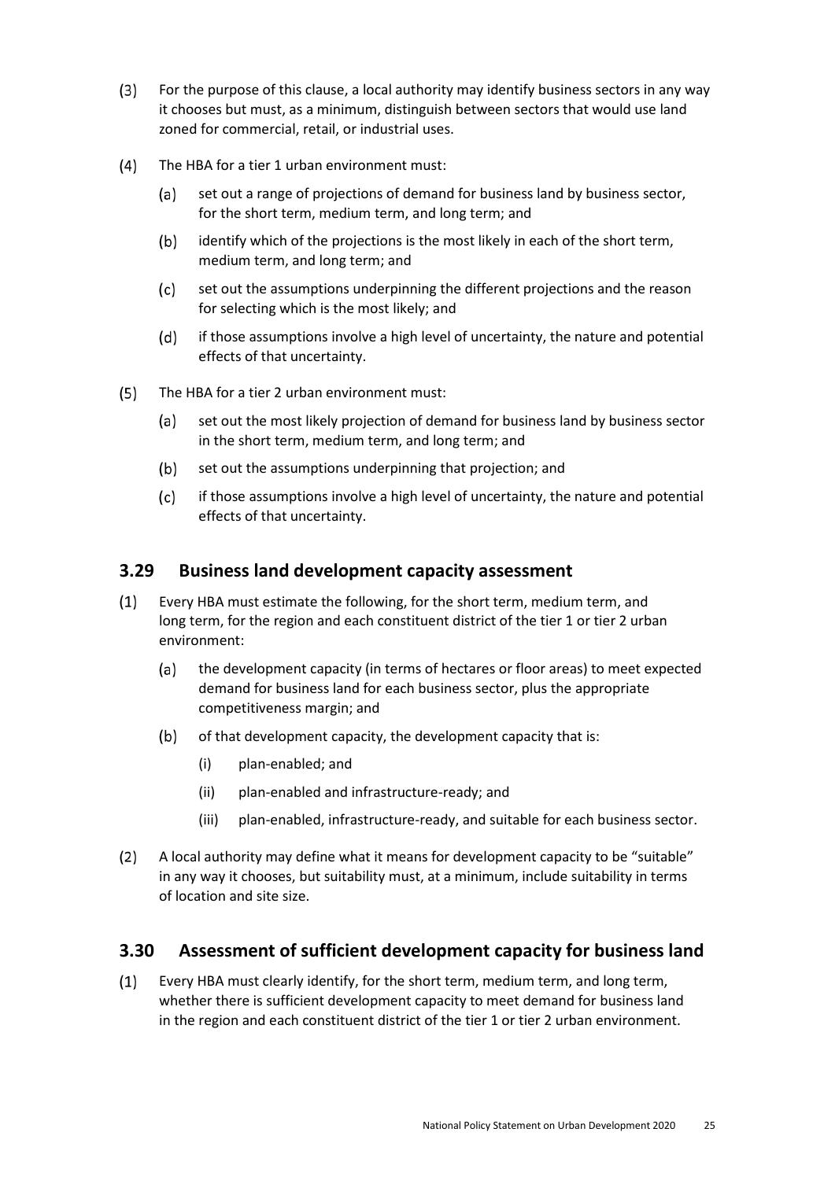(3) For the purpose of this clause, a local authority may identify business sectors in any way it chooses but must, as a minimum, distinguish between sectors that would use land zoned for commercial, retail, or industrial uses.

(4) The HBA for a tier 1 urban environment must:

  (a) set out a range of projections of demand for business land by business sector, for the short term, medium term, and long term; and

  (b) identify which of the projections is the most likely in each of the short term, medium term, and long term; and

  (c) set out the assumptions underpinning the different projections and the reason for selecting which is the most likely; and

  (d) if those assumptions involve a high level of uncertainty, the nature and potential effects of that uncertainty.

(5) The HBA for a tier 2 urban environment must:

  (a) set out the most likely projection of demand for business land by business sector in the short term, medium term, and long term; and

  (b) set out the assumptions underpinning that projection; and

  (c) if those assumptions involve a high level of uncertainty, the nature and potential effects of that uncertainty.

## 3.29 Business land development capacity assessment

(1) Every HBA must estimate the following, for the short term, medium term, and long term, for the region and each constituent district of the tier 1 or tier 2 urban environment:

  (a) the development capacity (in terms of hectares or floor areas) to meet expected demand for business land for each business sector, plus the appropriate competitiveness margin; and

  (b) of that development capacity, the development capacity that is:

    (i) plan-enabled; and

    (ii) plan-enabled and infrastructure-ready; and

    (iii) plan-enabled, infrastructure-ready, and suitable for each business sector.

(2) A local authority may define what it means for development capacity to be "suitable" in any way it chooses, but suitability must, at a minimum, include suitability in terms of location and site size.

## 3.30 Assessment of sufficient development capacity for business land

(1) Every HBA must clearly identify, for the short term, medium term, and long term, whether there is sufficient development capacity to meet demand for business land in the region and each constituent district of the tier 1 or tier 2 urban environment.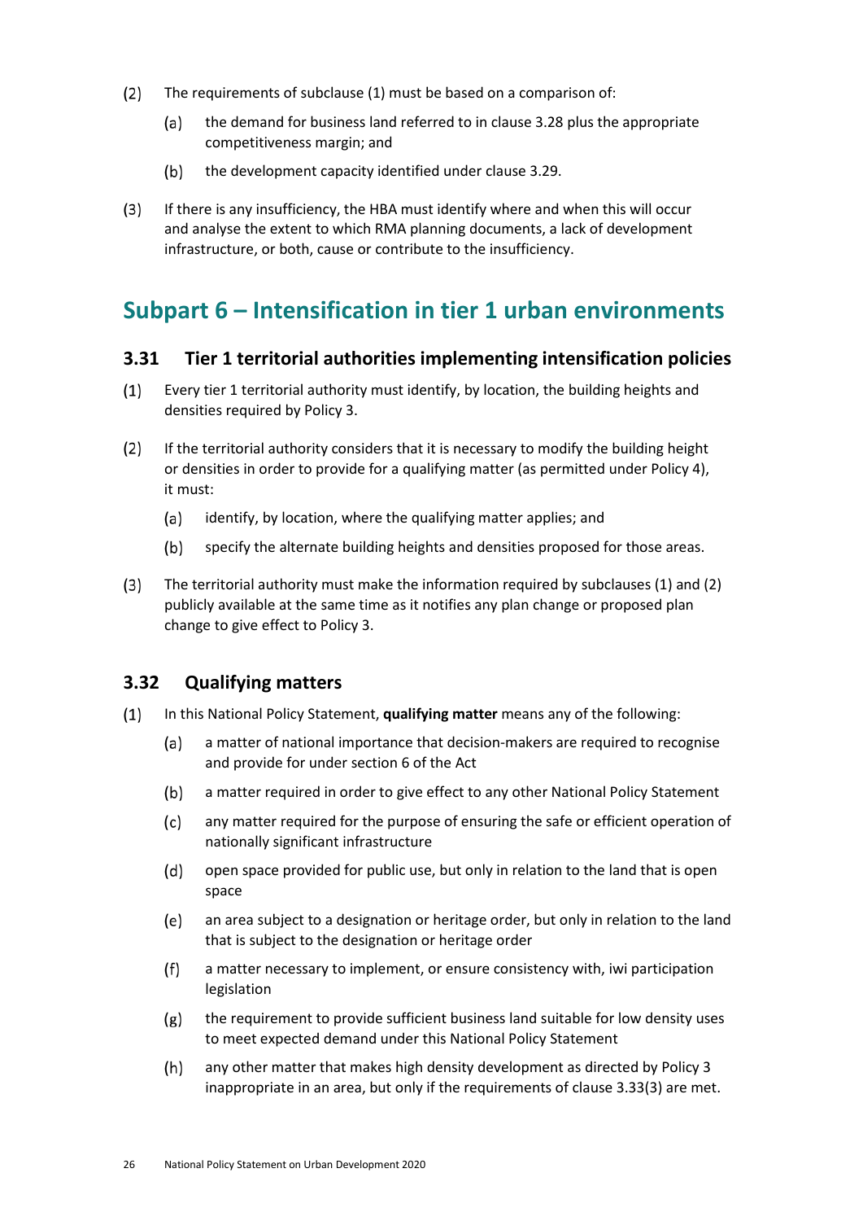(2) The requirements of subclause (1) must be based on a comparison of:

  (a) the demand for business land referred to in clause 3.28 plus the appropriate competitiveness margin; and

  (b) the development capacity identified under clause 3.29.

(3) If there is any insufficiency, the HBA must identify where and when this will occur and analyse the extent to which RMA planning documents, a lack of development infrastructure, or both, cause or contribute to the insufficiency.

## Subpart 6 – Intensification in tier 1 urban environments

### 3.31 Tier 1 territorial authorities implementing intensification policies

(1) Every tier 1 territorial authority must identify, by location, the building heights and densities required by Policy 3.

(2) If the territorial authority considers that it is necessary to modify the building height or densities in order to provide for a qualifying matter (as permitted under Policy 4), it must:

  (a) identify, by location, where the qualifying matter applies; and

  (b) specify the alternate building heights and densities proposed for those areas.

(3) The territorial authority must make the information required by subclauses (1) and (2) publicly available at the same time as it notifies any plan change or proposed plan change to give effect to Policy 3.

### 3.32 Qualifying matters

(1) In this National Policy Statement, **qualifying matter** means any of the following:

  (a) a matter of national importance that decision-makers are required to recognise and provide for under section 6 of the Act

  (b) a matter required in order to give effect to any other National Policy Statement

  (c) any matter required for the purpose of ensuring the safe or efficient operation of nationally significant infrastructure

  (d) open space provided for public use, but only in relation to the land that is open space

  (e) an area subject to a designation or heritage order, but only in relation to the land that is subject to the designation or heritage order

  (f) a matter necessary to implement, or ensure consistency with, iwi participation legislation

  (g) the requirement to provide sufficient business land suitable for low density uses to meet expected demand under this National Policy Statement

  (h) any other matter that makes high density development as directed by Policy 3 inappropriate in an area, but only if the requirements of clause 3.33(3) are met.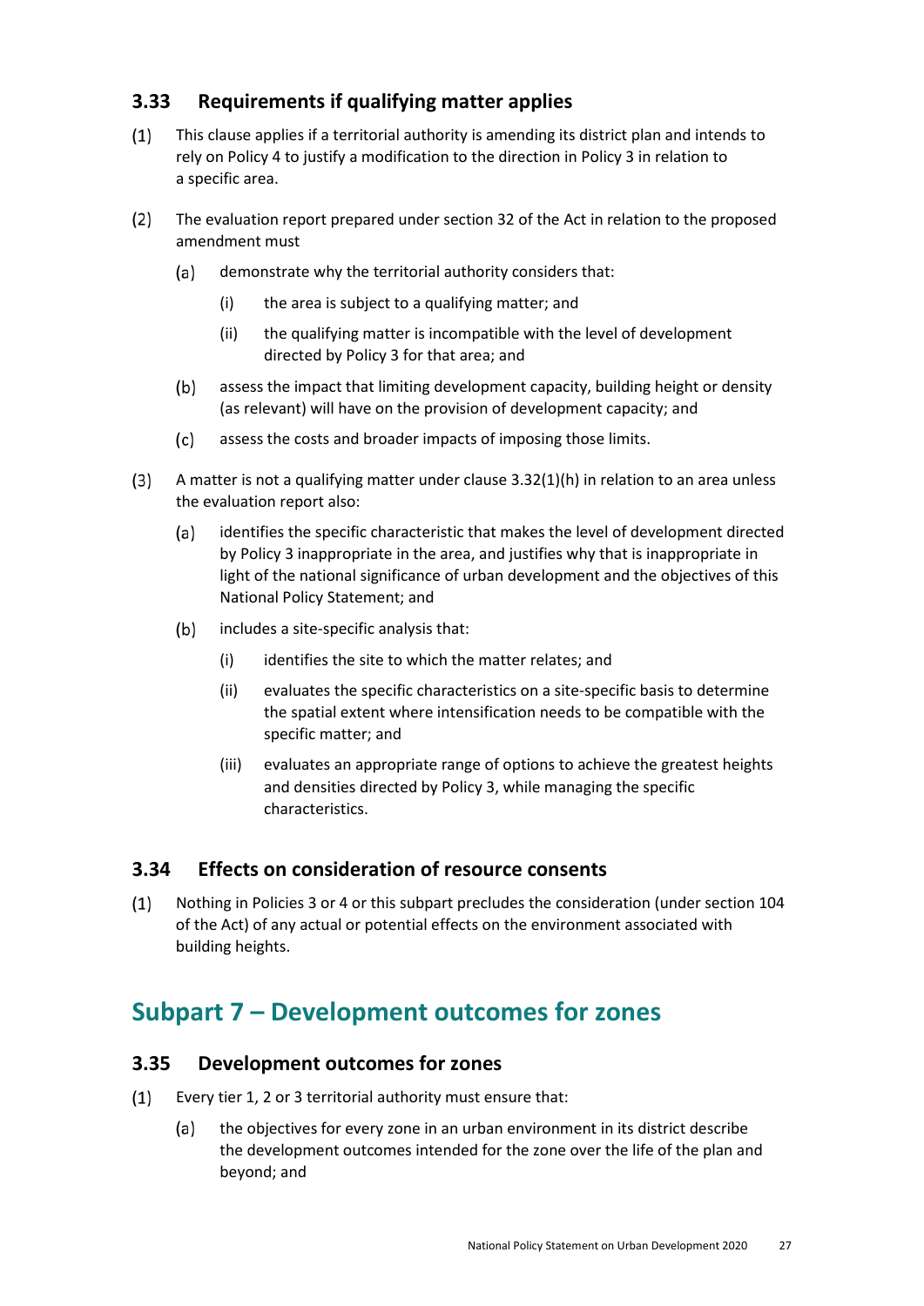### 3.33 Requirements if qualifying matter applies

(1) This clause applies if a territorial authority is amending its district plan and intends to rely on Policy 4 to justify a modification to the direction in Policy 3 in relation to a specific area.

(2) The evaluation report prepared under section 32 of the Act in relation to the proposed amendment must

(a) demonstrate why the territorial authority considers that:

(i) the area is subject to a qualifying matter; and

(ii) the qualifying matter is incompatible with the level of development directed by Policy 3 for that area; and

(b) assess the impact that limiting development capacity, building height or density (as relevant) will have on the provision of development capacity; and

(c) assess the costs and broader impacts of imposing those limits.

(3) A matter is not a qualifying matter under clause 3.32(1)(h) in relation to an area unless the evaluation report also:

(a) identifies the specific characteristic that makes the level of development directed by Policy 3 inappropriate in the area, and justifies why that is inappropriate in light of the national significance of urban development and the objectives of this National Policy Statement; and

(b) includes a site-specific analysis that:

(i) identifies the site to which the matter relates; and

(ii) evaluates the specific characteristics on a site-specific basis to determine the spatial extent where intensification needs to be compatible with the specific matter; and

(iii) evaluates an appropriate range of options to achieve the greatest heights and densities directed by Policy 3, while managing the specific characteristics.

### 3.34 Effects on consideration of resource consents

(1) Nothing in Policies 3 or 4 or this subpart precludes the consideration (under section 104 of the Act) of any actual or potential effects on the environment associated with building heights.

## Subpart 7 – Development outcomes for zones

### 3.35 Development outcomes for zones

(1) Every tier 1, 2 or 3 territorial authority must ensure that:

(a) the objectives for every zone in an urban environment in its district describe the development outcomes intended for the zone over the life of the plan and beyond; and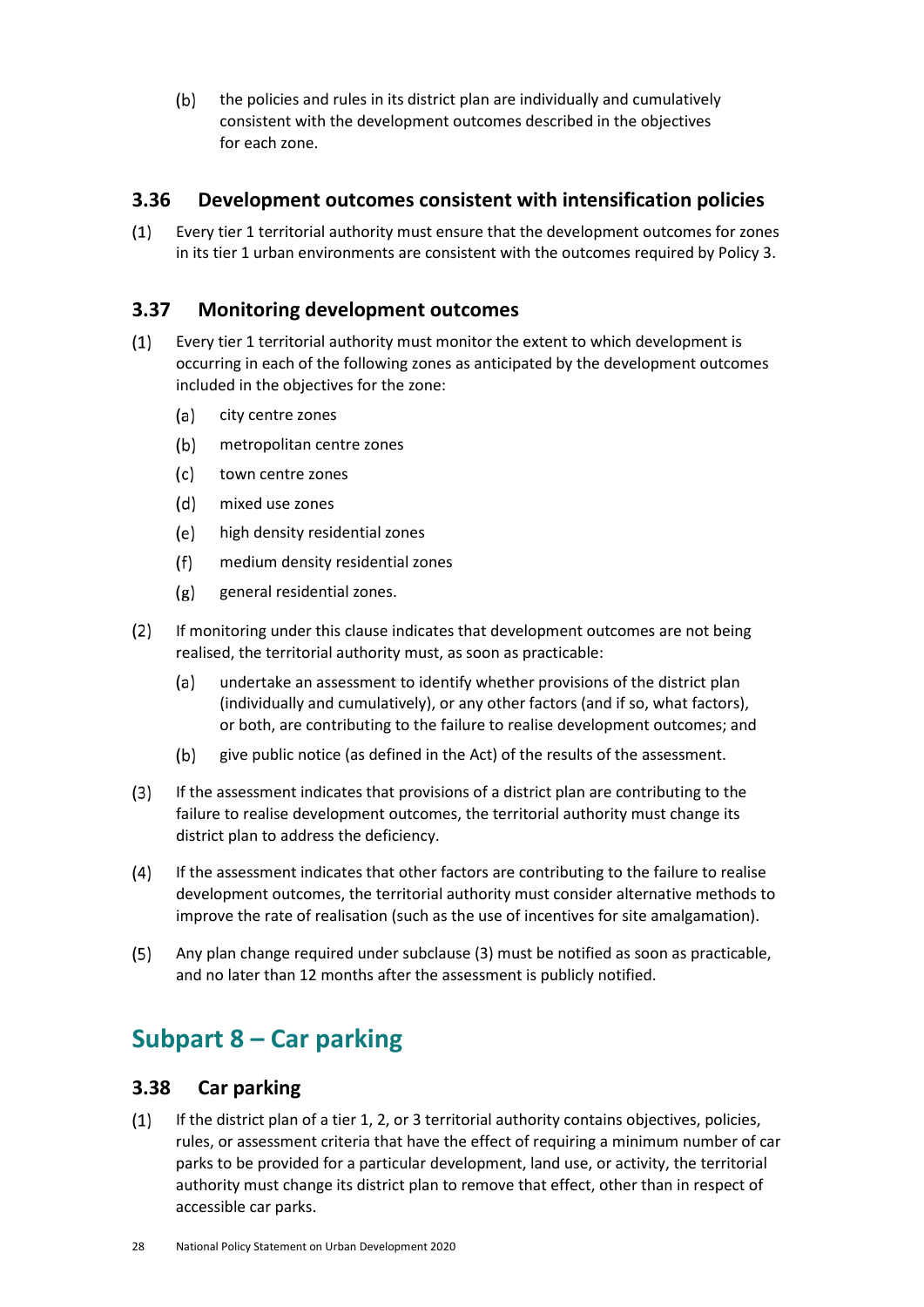(b) the policies and rules in its district plan are individually and cumulatively consistent with the development outcomes described in the objectives for each zone.

### 3.36 Development outcomes consistent with intensification policies

(1) Every tier 1 territorial authority must ensure that the development outcomes for zones in its tier 1 urban environments are consistent with the outcomes required by Policy 3.

### 3.37 Monitoring development outcomes

(1) Every tier 1 territorial authority must monitor the extent to which development is occurring in each of the following zones as anticipated by the development outcomes included in the objectives for the zone:

  (a) city centre zones

  (b) metropolitan centre zones

  (c) town centre zones

  (d) mixed use zones

  (e) high density residential zones

  (f) medium density residential zones

  (g) general residential zones.

(2) If monitoring under this clause indicates that development outcomes are not being realised, the territorial authority must, as soon as practicable:

  (a) undertake an assessment to identify whether provisions of the district plan (individually and cumulatively), or any other factors (and if so, what factors), or both, are contributing to the failure to realise development outcomes; and

  (b) give public notice (as defined in the Act) of the results of the assessment.

(3) If the assessment indicates that provisions of a district plan are contributing to the failure to realise development outcomes, the territorial authority must change its district plan to address the deficiency.

(4) If the assessment indicates that other factors are contributing to the failure to realise development outcomes, the territorial authority must consider alternative methods to improve the rate of realisation (such as the use of incentives for site amalgamation).

(5) Any plan change required under subclause (3) must be notified as soon as practicable, and no later than 12 months after the assessment is publicly notified.

## Subpart 8 – Car parking

### 3.38 Car parking

(1) If the district plan of a tier 1, 2, or 3 territorial authority contains objectives, policies, rules, or assessment criteria that have the effect of requiring a minimum number of car parks to be provided for a particular development, land use, or activity, the territorial authority must change its district plan to remove that effect, other than in respect of accessible car parks.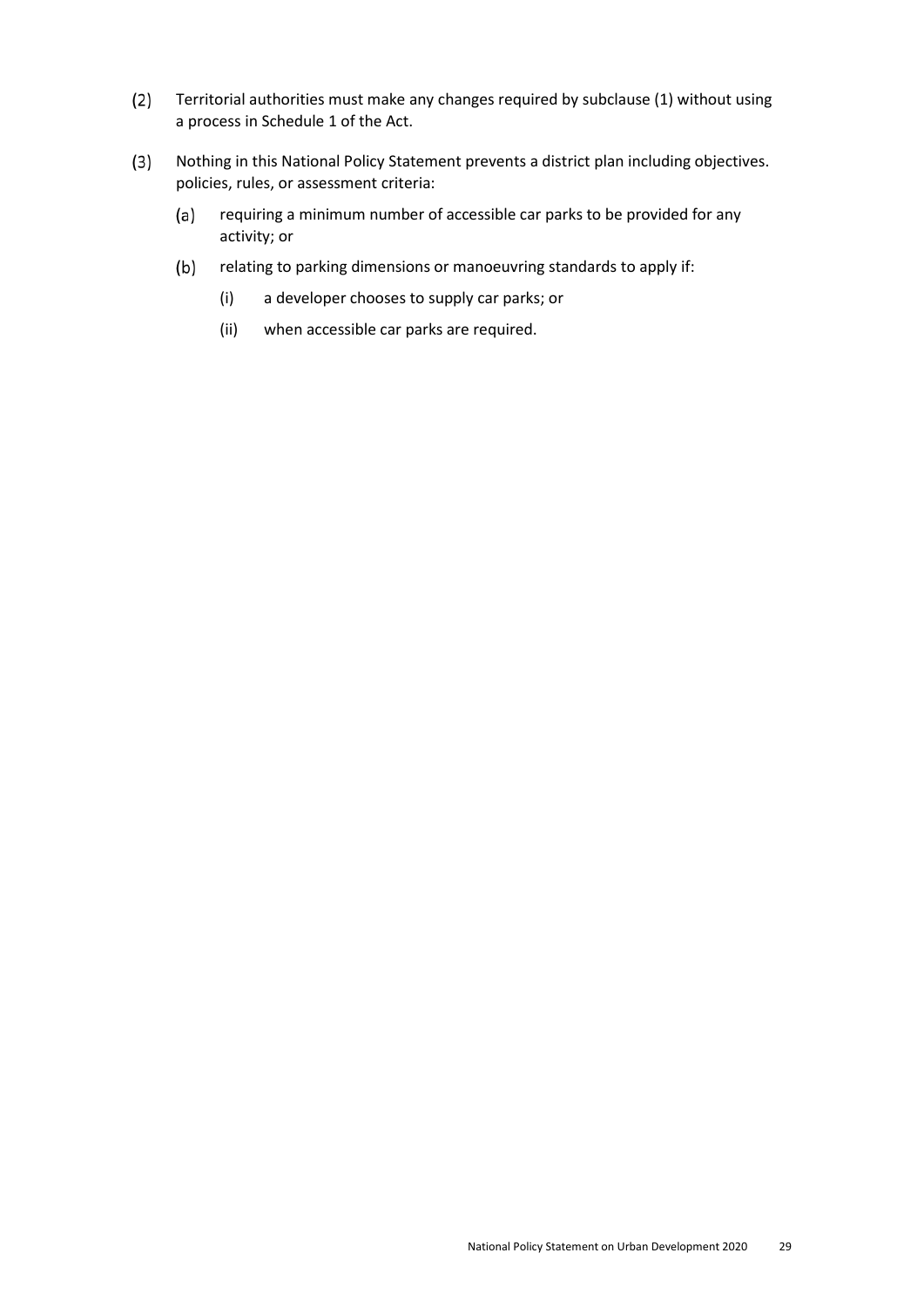(2) Territorial authorities must make any changes required by subclause (1) without using a process in Schedule 1 of the Act.

(3) Nothing in this National Policy Statement prevents a district plan including objectives. policies, rules, or assessment criteria:

   (a) requiring a minimum number of accessible car parks to be provided for any activity; or

   (b) relating to parking dimensions or manoeuvring standards to apply if:

      (i) a developer chooses to supply car parks; or

      (ii) when accessible car parks are required.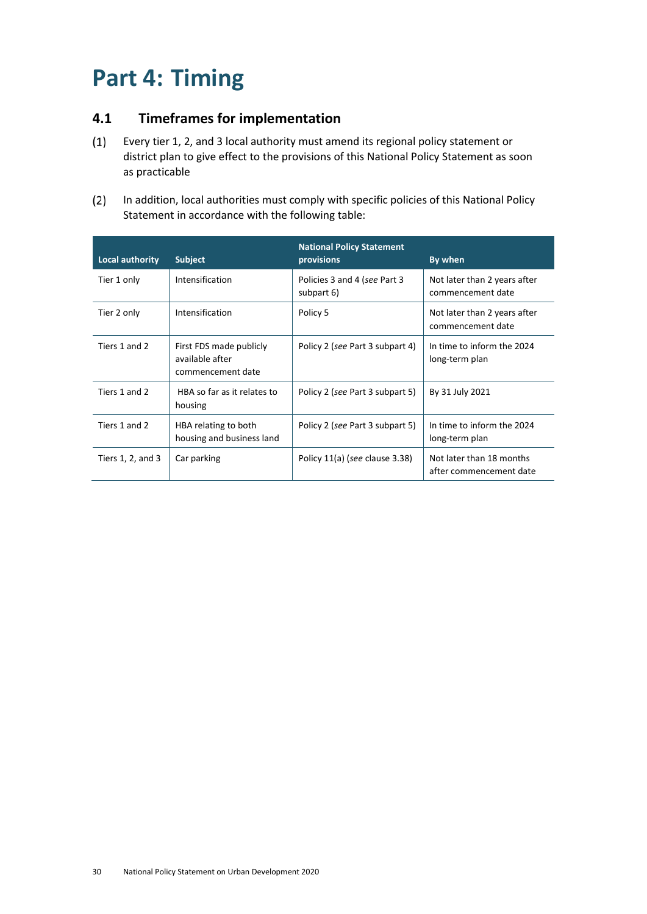# Part 4: Timing

## 4.1 Timeframes for implementation

(1) Every tier 1, 2, and 3 local authority must amend its regional policy statement or district plan to give effect to the provisions of this National Policy Statement as soon as practicable

(2) In addition, local authorities must comply with specific policies of this National Policy Statement in accordance with the following table:

| Local authority | Subject | National Policy Statement provisions | By when |
|---|---|---|---|
| Tier 1 only | Intensification | Policies 3 and 4 (*see* Part 3 subpart 6) | Not later than 2 years after commencement date |
| Tier 2 only | Intensification | Policy 5 | Not later than 2 years after commencement date |
| Tiers 1 and 2 | First FDS made publicly available after commencement date | Policy 2 (*see* Part 3 subpart 4) | In time to inform the 2024 long-term plan |
| Tiers 1 and 2 | HBA so far as it relates to housing | Policy 2 (*see* Part 3 subpart 5) | By 31 July 2021 |
| Tiers 1 and 2 | HBA relating to both housing and business land | Policy 2 (*see* Part 3 subpart 5) | In time to inform the 2024 long-term plan |
| Tiers 1, 2, and 3 | Car parking | Policy 11(a) (*see* clause 3.38) | Not later than 18 months after commencement date |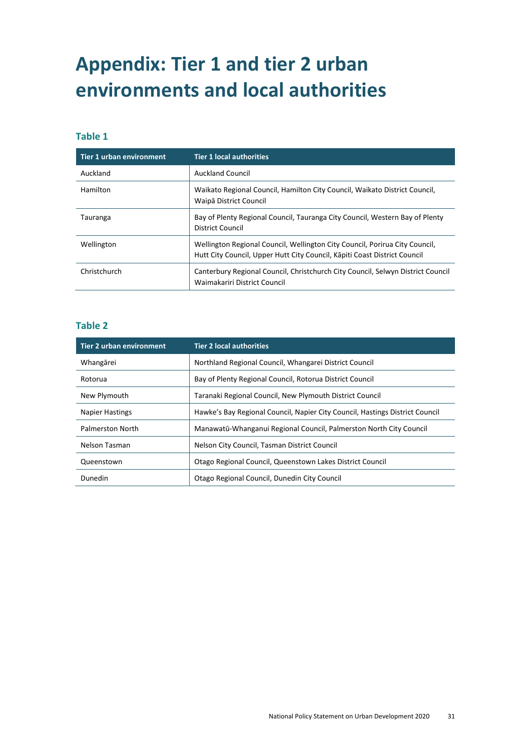# Appendix: Tier 1 and tier 2 urban environments and local authorities

### Table 1

| Tier 1 urban environment | Tier 1 local authorities |
|---|---|
| Auckland | Auckland Council |
| Hamilton | Waikato Regional Council, Hamilton City Council, Waikato District Council, Waipā District Council |
| Tauranga | Bay of Plenty Regional Council, Tauranga City Council, Western Bay of Plenty District Council |
| Wellington | Wellington Regional Council, Wellington City Council, Porirua City Council, Hutt City Council, Upper Hutt City Council, Kāpiti Coast District Council |
| Christchurch | Canterbury Regional Council, Christchurch City Council, Selwyn District Council Waimakariri District Council |

### Table 2

| Tier 2 urban environment | Tier 2 local authorities |
|---|---|
| Whangārei | Northland Regional Council, Whangarei District Council |
| Rotorua | Bay of Plenty Regional Council, Rotorua District Council |
| New Plymouth | Taranaki Regional Council, New Plymouth District Council |
| Napier Hastings | Hawke's Bay Regional Council, Napier City Council, Hastings District Council |
| Palmerston North | Manawatū-Whanganui Regional Council, Palmerston North City Council |
| Nelson Tasman | Nelson City Council, Tasman District Council |
| Queenstown | Otago Regional Council, Queenstown Lakes District Council |
| Dunedin | Otago Regional Council, Dunedin City Council |